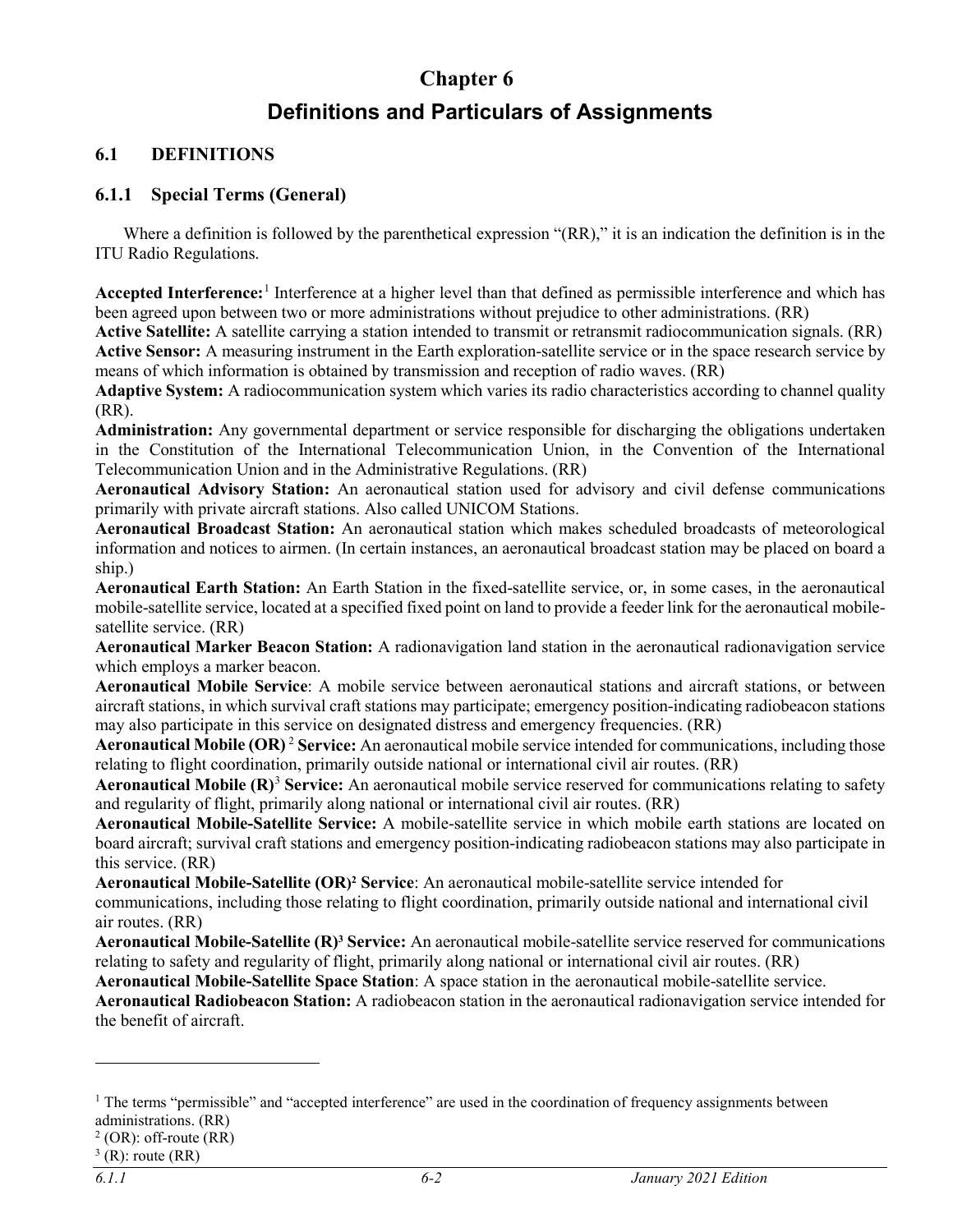# Chapter 6

# Definitions and Particulars of Assignments

## 6.1 DEFINITIONS

### 6.1.1 Special Terms (General)

Where a definition is followed by the parenthetical expression "(RR)," it is an indication the definition is in the ITU Radio Regulations.

**Accepted Interference:**[1] Interference at a higher level than that defined as permissible interference and which has been agreed upon between two or more administrations without prejudice to other administrations. (RR)

**Active Satellite:** A satellite carrying a station intended to transmit or retransmit radiocommunication signals. (RR)

**Active Sensor:** A measuring instrument in the Earth exploration-satellite service or in the space research service by means of which information is obtained by transmission and reception of radio waves. (RR)

**Adaptive System:** A radiocommunication system which varies its radio characteristics according to channel quality (RR).

**Administration:** Any governmental department or service responsible for discharging the obligations undertaken in the Constitution of the International Telecommunication Union, in the Convention of the International Telecommunication Union and in the Administrative Regulations. (RR)

**Aeronautical Advisory Station:** An aeronautical station used for advisory and civil defense communications primarily with private aircraft stations. Also called UNICOM Stations.

**Aeronautical Broadcast Station:** An aeronautical station which makes scheduled broadcasts of meteorological information and notices to airmen. (In certain instances, an aeronautical broadcast station may be placed on board a ship.)

**Aeronautical Earth Station:** An Earth Station in the fixed-satellite service, or, in some cases, in the aeronautical mobile-satellite service, located at a specified fixed point on land to provide a feeder link for the aeronautical mobile-satellite service. (RR)

**Aeronautical Marker Beacon Station:** A radionavigation land station in the aeronautical radionavigation service which employs a marker beacon.

**Aeronautical Mobile Service**: A mobile service between aeronautical stations and aircraft stations, or between aircraft stations, in which survival craft stations may participate; emergency position-indicating radiobeacon stations may also participate in this service on designated distress and emergency frequencies. (RR)

**Aeronautical Mobile (OR)**[2] **Service:** An aeronautical mobile service intended for communications, including those relating to flight coordination, primarily outside national or international civil air routes. (RR)

**Aeronautical Mobile (R)**[3] **Service:** An aeronautical mobile service reserved for communications relating to safety and regularity of flight, primarily along national or international civil air routes. (RR)

**Aeronautical Mobile-Satellite Service:** A mobile-satellite service in which mobile earth stations are located on board aircraft; survival craft stations and emergency position-indicating radiobeacon stations may also participate in this service. (RR)

**Aeronautical Mobile-Satellite (OR)**[2] **Service**: An aeronautical mobile-satellite service intended for communications, including those relating to flight coordination, primarily outside national and international civil air routes. (RR)

**Aeronautical Mobile-Satellite (R)**[3] **Service:** An aeronautical mobile-satellite service reserved for communications relating to safety and regularity of flight, primarily along national or international civil air routes. (RR)

**Aeronautical Mobile-Satellite Space Station**: A space station in the aeronautical mobile-satellite service.

**Aeronautical Radiobeacon Station:** A radiobeacon station in the aeronautical radionavigation service intended for the benefit of aircraft.

---

[1] The terms "permissible" and "accepted interference" are used in the coordination of frequency assignments between administrations. (RR)

[2] (OR): off-route (RR)

[3] (R): route (RR)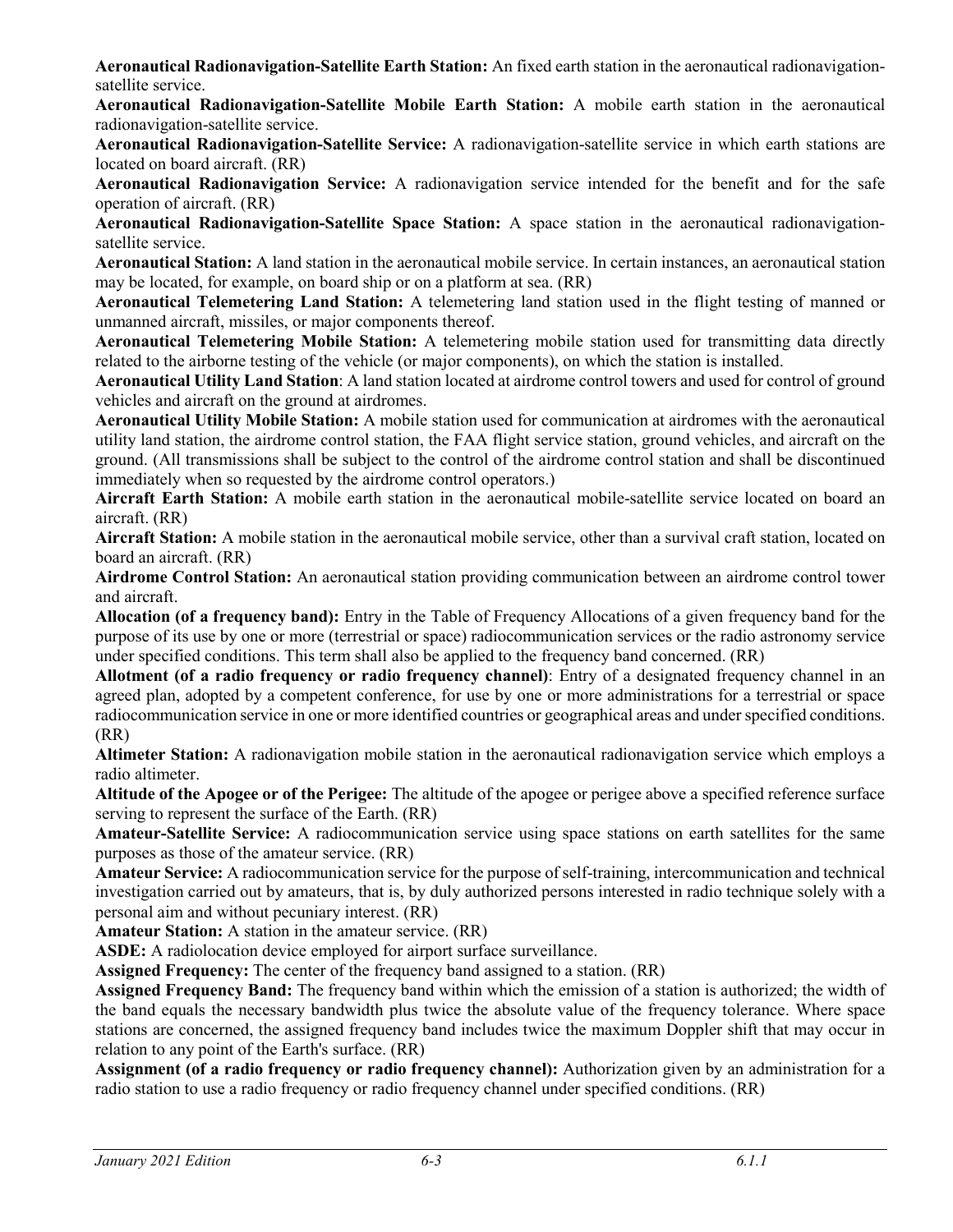**Aeronautical Radionavigation-Satellite Earth Station:** An fixed earth station in the aeronautical radionavigation-satellite service.

**Aeronautical Radionavigation-Satellite Mobile Earth Station:** A mobile earth station in the aeronautical radionavigation-satellite service.

**Aeronautical Radionavigation-Satellite Service:** A radionavigation-satellite service in which earth stations are located on board aircraft. (RR)

**Aeronautical Radionavigation Service:** A radionavigation service intended for the benefit and for the safe operation of aircraft. (RR)

**Aeronautical Radionavigation-Satellite Space Station:** A space station in the aeronautical radionavigation-satellite service.

**Aeronautical Station:** A land station in the aeronautical mobile service. In certain instances, an aeronautical station may be located, for example, on board ship or on a platform at sea. (RR)

**Aeronautical Telemetering Land Station:** A telemetering land station used in the flight testing of manned or unmanned aircraft, missiles, or major components thereof.

**Aeronautical Telemetering Mobile Station:** A telemetering mobile station used for transmitting data directly related to the airborne testing of the vehicle (or major components), on which the station is installed.

**Aeronautical Utility Land Station**: A land station located at airdrome control towers and used for control of ground vehicles and aircraft on the ground at airdromes.

**Aeronautical Utility Mobile Station:** A mobile station used for communication at airdromes with the aeronautical utility land station, the airdrome control station, the FAA flight service station, ground vehicles, and aircraft on the ground. (All transmissions shall be subject to the control of the airdrome control station and shall be discontinued immediately when so requested by the airdrome control operators.)

**Aircraft Earth Station:** A mobile earth station in the aeronautical mobile-satellite service located on board an aircraft. (RR)

**Aircraft Station:** A mobile station in the aeronautical mobile service, other than a survival craft station, located on board an aircraft. (RR)

**Airdrome Control Station:** An aeronautical station providing communication between an airdrome control tower and aircraft.

**Allocation (of a frequency band):** Entry in the Table of Frequency Allocations of a given frequency band for the purpose of its use by one or more (terrestrial or space) radiocommunication services or the radio astronomy service under specified conditions. This term shall also be applied to the frequency band concerned. (RR)

**Allotment (of a radio frequency or radio frequency channel)**: Entry of a designated frequency channel in an agreed plan, adopted by a competent conference, for use by one or more administrations for a terrestrial or space radiocommunication service in one or more identified countries or geographical areas and under specified conditions. (RR)

**Altimeter Station:** A radionavigation mobile station in the aeronautical radionavigation service which employs a radio altimeter.

**Altitude of the Apogee or of the Perigee:** The altitude of the apogee or perigee above a specified reference surface serving to represent the surface of the Earth. (RR)

**Amateur-Satellite Service:** A radiocommunication service using space stations on earth satellites for the same purposes as those of the amateur service. (RR)

**Amateur Service:** A radiocommunication service for the purpose of self-training, intercommunication and technical investigation carried out by amateurs, that is, by duly authorized persons interested in radio technique solely with a personal aim and without pecuniary interest. (RR)

**Amateur Station:** A station in the amateur service. (RR)

**ASDE:** A radiolocation device employed for airport surface surveillance.

**Assigned Frequency:** The center of the frequency band assigned to a station. (RR)

**Assigned Frequency Band:** The frequency band within which the emission of a station is authorized; the width of the band equals the necessary bandwidth plus twice the absolute value of the frequency tolerance. Where space stations are concerned, the assigned frequency band includes twice the maximum Doppler shift that may occur in relation to any point of the Earth's surface. (RR)

**Assignment (of a radio frequency or radio frequency channel):** Authorization given by an administration for a radio station to use a radio frequency or radio frequency channel under specified conditions. (RR)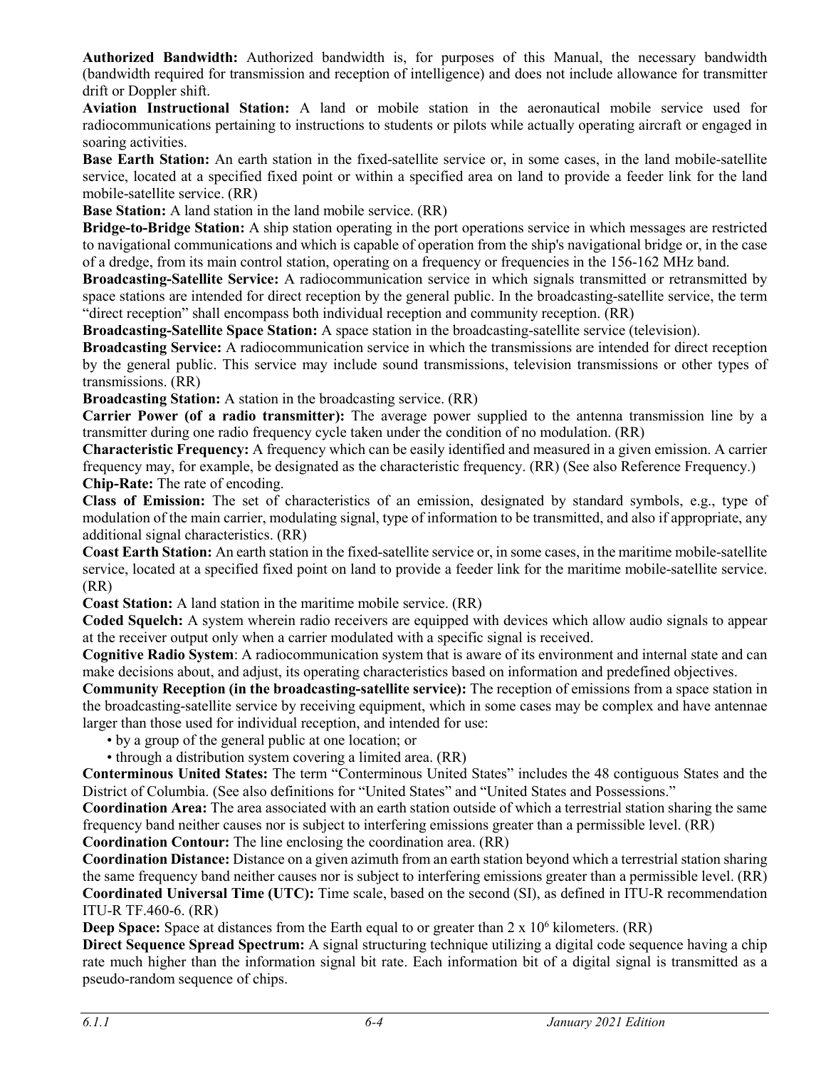**Authorized Bandwidth:** Authorized bandwidth is, for purposes of this Manual, the necessary bandwidth (bandwidth required for transmission and reception of intelligence) and does not include allowance for transmitter drift or Doppler shift.

**Aviation Instructional Station:** A land or mobile station in the aeronautical mobile service used for radiocommunications pertaining to instructions to students or pilots while actually operating aircraft or engaged in soaring activities.

**Base Earth Station:** An earth station in the fixed-satellite service or, in some cases, in the land mobile-satellite service, located at a specified fixed point or within a specified area on land to provide a feeder link for the land mobile-satellite service. (RR)

**Base Station:** A land station in the land mobile service. (RR)

**Bridge-to-Bridge Station:** A ship station operating in the port operations service in which messages are restricted to navigational communications and which is capable of operation from the ship's navigational bridge or, in the case of a dredge, from its main control station, operating on a frequency or frequencies in the 156-162 MHz band.

**Broadcasting-Satellite Service:** A radiocommunication service in which signals transmitted or retransmitted by space stations are intended for direct reception by the general public. In the broadcasting-satellite service, the term "direct reception" shall encompass both individual reception and community reception. (RR)

**Broadcasting-Satellite Space Station:** A space station in the broadcasting-satellite service (television).

**Broadcasting Service:** A radiocommunication service in which the transmissions are intended for direct reception by the general public. This service may include sound transmissions, television transmissions or other types of transmissions. (RR)

**Broadcasting Station:** A station in the broadcasting service. (RR)

**Carrier Power (of a radio transmitter):** The average power supplied to the antenna transmission line by a transmitter during one radio frequency cycle taken under the condition of no modulation. (RR)

**Characteristic Frequency:** A frequency which can be easily identified and measured in a given emission. A carrier frequency may, for example, be designated as the characteristic frequency. (RR) (See also Reference Frequency.)

**Chip-Rate:** The rate of encoding.

**Class of Emission:** The set of characteristics of an emission, designated by standard symbols, e.g., type of modulation of the main carrier, modulating signal, type of information to be transmitted, and also if appropriate, any additional signal characteristics. (RR)

**Coast Earth Station:** An earth station in the fixed-satellite service or, in some cases, in the maritime mobile-satellite service, located at a specified fixed point on land to provide a feeder link for the maritime mobile-satellite service. (RR)

**Coast Station:** A land station in the maritime mobile service. (RR)

**Coded Squelch:** A system wherein radio receivers are equipped with devices which allow audio signals to appear at the receiver output only when a carrier modulated with a specific signal is received.

**Cognitive Radio System**: A radiocommunication system that is aware of its environment and internal state and can make decisions about, and adjust, its operating characteristics based on information and predefined objectives.

**Community Reception (in the broadcasting-satellite service):** The reception of emissions from a space station in the broadcasting-satellite service by receiving equipment, which in some cases may be complex and have antennae larger than those used for individual reception, and intended for use:

- by a group of the general public at one location; or
- through a distribution system covering a limited area. (RR)

**Conterminous United States:** The term "Conterminous United States" includes the 48 contiguous States and the District of Columbia. (See also definitions for "United States" and "United States and Possessions."

**Coordination Area:** The area associated with an earth station outside of which a terrestrial station sharing the same frequency band neither causes nor is subject to interfering emissions greater than a permissible level. (RR)

**Coordination Contour:** The line enclosing the coordination area. (RR)

**Coordination Distance:** Distance on a given azimuth from an earth station beyond which a terrestrial station sharing the same frequency band neither causes nor is subject to interfering emissions greater than a permissible level. (RR)

**Coordinated Universal Time (UTC):** Time scale, based on the second (SI), as defined in ITU-R recommendation ITU-R TF.460-6. (RR)

**Deep Space:** Space at distances from the Earth equal to or greater than $2 \times 10^6$ kilometers. (RR)

**Direct Sequence Spread Spectrum:** A signal structuring technique utilizing a digital code sequence having a chip rate much higher than the information signal bit rate. Each information bit of a digital signal is transmitted as a pseudo-random sequence of chips.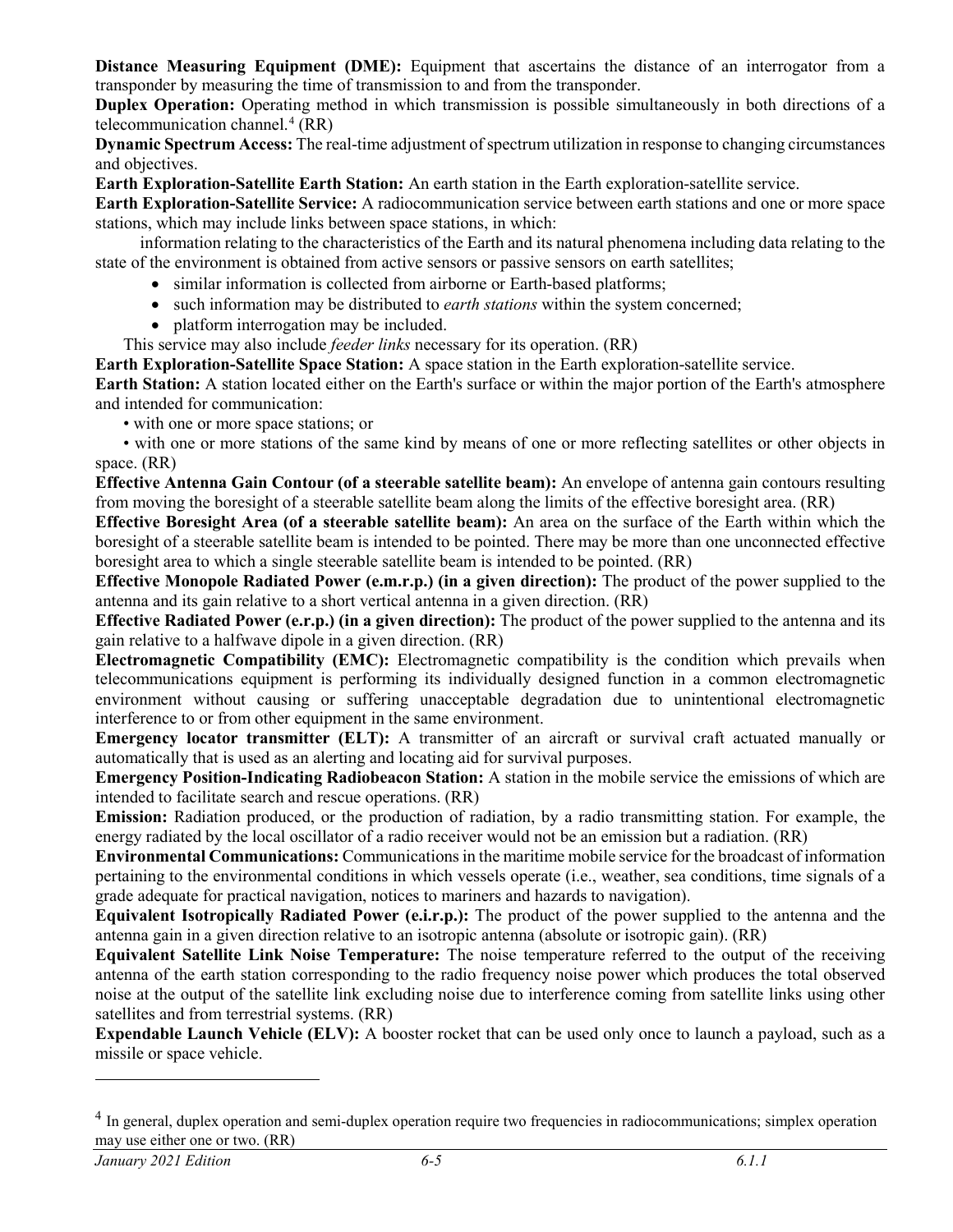**Distance Measuring Equipment (DME):** Equipment that ascertains the distance of an interrogator from a transponder by measuring the time of transmission to and from the transponder.

**Duplex Operation:** Operating method in which transmission is possible simultaneously in both directions of a telecommunication channel.[4] (RR)

**Dynamic Spectrum Access:** The real-time adjustment of spectrum utilization in response to changing circumstances and objectives.

**Earth Exploration-Satellite Earth Station:** An earth station in the Earth exploration-satellite service.

**Earth Exploration-Satellite Service:** A radiocommunication service between earth stations and one or more space stations, which may include links between space stations, in which:

information relating to the characteristics of the Earth and its natural phenomena including data relating to the state of the environment is obtained from active sensors or passive sensors on earth satellites;

- similar information is collected from airborne or Earth-based platforms;
- such information may be distributed to *earth stations* within the system concerned;
- platform interrogation may be included.

This service may also include *feeder links* necessary for its operation. (RR)

**Earth Exploration-Satellite Space Station:** A space station in the Earth exploration-satellite service.

**Earth Station:** A station located either on the Earth's surface or within the major portion of the Earth's atmosphere and intended for communication:

- with one or more space stations; or
- with one or more stations of the same kind by means of one or more reflecting satellites or other objects in space. (RR)

**Effective Antenna Gain Contour (of a steerable satellite beam):** An envelope of antenna gain contours resulting from moving the boresight of a steerable satellite beam along the limits of the effective boresight area. (RR)

**Effective Boresight Area (of a steerable satellite beam):** An area on the surface of the Earth within which the boresight of a steerable satellite beam is intended to be pointed. There may be more than one unconnected effective boresight area to which a single steerable satellite beam is intended to be pointed. (RR)

**Effective Monopole Radiated Power (e.m.r.p.) (in a given direction):** The product of the power supplied to the antenna and its gain relative to a short vertical antenna in a given direction. (RR)

**Effective Radiated Power (e.r.p.) (in a given direction):** The product of the power supplied to the antenna and its gain relative to a halfwave dipole in a given direction. (RR)

**Electromagnetic Compatibility (EMC):** Electromagnetic compatibility is the condition which prevails when telecommunications equipment is performing its individually designed function in a common electromagnetic environment without causing or suffering unacceptable degradation due to unintentional electromagnetic interference to or from other equipment in the same environment.

**Emergency locator transmitter (ELT):** A transmitter of an aircraft or survival craft actuated manually or automatically that is used as an alerting and locating aid for survival purposes.

**Emergency Position-Indicating Radiobeacon Station:** A station in the mobile service the emissions of which are intended to facilitate search and rescue operations. (RR)

**Emission:** Radiation produced, or the production of radiation, by a radio transmitting station. For example, the energy radiated by the local oscillator of a radio receiver would not be an emission but a radiation. (RR)

**Environmental Communications:** Communications in the maritime mobile service for the broadcast of information pertaining to the environmental conditions in which vessels operate (i.e., weather, sea conditions, time signals of a grade adequate for practical navigation, notices to mariners and hazards to navigation).

**Equivalent Isotropically Radiated Power (e.i.r.p.):** The product of the power supplied to the antenna and the antenna gain in a given direction relative to an isotropic antenna (absolute or isotropic gain). (RR)

**Equivalent Satellite Link Noise Temperature:** The noise temperature referred to the output of the receiving antenna of the earth station corresponding to the radio frequency noise power which produces the total observed noise at the output of the satellite link excluding noise due to interference coming from satellite links using other satellites and from terrestrial systems. (RR)

**Expendable Launch Vehicle (ELV):** A booster rocket that can be used only once to launch a payload, such as a missile or space vehicle.

[4] In general, duplex operation and semi-duplex operation require two frequencies in radiocommunications; simplex operation may use either one or two. (RR)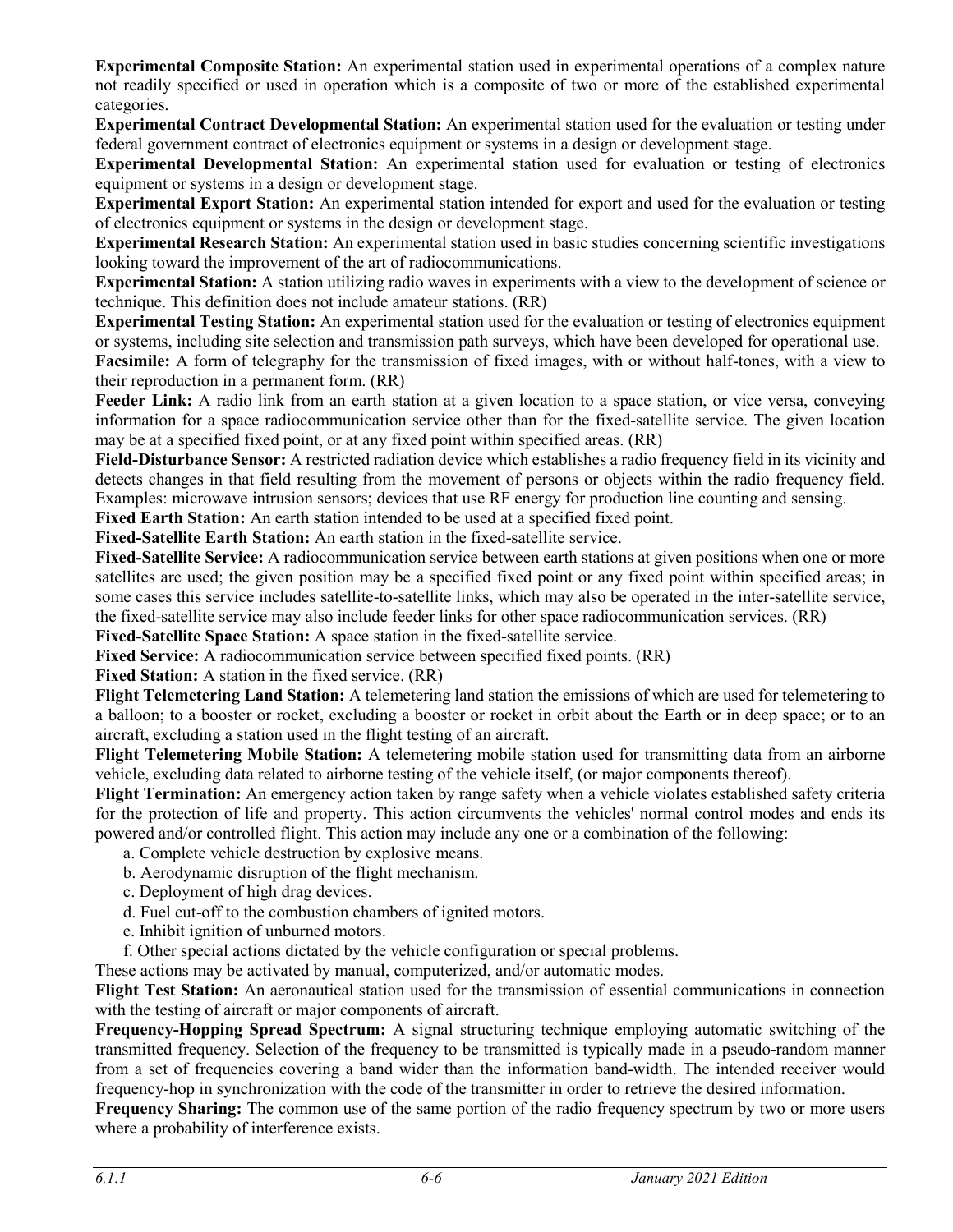**Experimental Composite Station:** An experimental station used in experimental operations of a complex nature not readily specified or used in operation which is a composite of two or more of the established experimental categories.

**Experimental Contract Developmental Station:** An experimental station used for the evaluation or testing under federal government contract of electronics equipment or systems in a design or development stage.

**Experimental Developmental Station:** An experimental station used for evaluation or testing of electronics equipment or systems in a design or development stage.

**Experimental Export Station:** An experimental station intended for export and used for the evaluation or testing of electronics equipment or systems in the design or development stage.

**Experimental Research Station:** An experimental station used in basic studies concerning scientific investigations looking toward the improvement of the art of radiocommunications.

**Experimental Station:** A station utilizing radio waves in experiments with a view to the development of science or technique. This definition does not include amateur stations. (RR)

**Experimental Testing Station:** An experimental station used for the evaluation or testing of electronics equipment or systems, including site selection and transmission path surveys, which have been developed for operational use.

**Facsimile:** A form of telegraphy for the transmission of fixed images, with or without half-tones, with a view to their reproduction in a permanent form. (RR)

**Feeder Link:** A radio link from an earth station at a given location to a space station, or vice versa, conveying information for a space radiocommunication service other than for the fixed-satellite service. The given location may be at a specified fixed point, or at any fixed point within specified areas. (RR)

**Field-Disturbance Sensor:** A restricted radiation device which establishes a radio frequency field in its vicinity and detects changes in that field resulting from the movement of persons or objects within the radio frequency field. Examples: microwave intrusion sensors; devices that use RF energy for production line counting and sensing.

**Fixed Earth Station:** An earth station intended to be used at a specified fixed point.

**Fixed-Satellite Earth Station:** An earth station in the fixed-satellite service.

**Fixed-Satellite Service:** A radiocommunication service between earth stations at given positions when one or more satellites are used; the given position may be a specified fixed point or any fixed point within specified areas; in some cases this service includes satellite-to-satellite links, which may also be operated in the inter-satellite service, the fixed-satellite service may also include feeder links for other space radiocommunication services. (RR)

**Fixed-Satellite Space Station:** A space station in the fixed-satellite service.

**Fixed Service:** A radiocommunication service between specified fixed points. (RR)

**Fixed Station:** A station in the fixed service. (RR)

**Flight Telemetering Land Station:** A telemetering land station the emissions of which are used for telemetering to a balloon; to a booster or rocket, excluding a booster or rocket in orbit about the Earth or in deep space; or to an aircraft, excluding a station used in the flight testing of an aircraft.

**Flight Telemetering Mobile Station:** A telemetering mobile station used for transmitting data from an airborne vehicle, excluding data related to airborne testing of the vehicle itself, (or major components thereof).

**Flight Termination:** An emergency action taken by range safety when a vehicle violates established safety criteria for the protection of life and property. This action circumvents the vehicles' normal control modes and ends its powered and/or controlled flight. This action may include any one or a combination of the following:

a. Complete vehicle destruction by explosive means.
b. Aerodynamic disruption of the flight mechanism.
c. Deployment of high drag devices.
d. Fuel cut-off to the combustion chambers of ignited motors.
e. Inhibit ignition of unburned motors.
f. Other special actions dictated by the vehicle configuration or special problems.

These actions may be activated by manual, computerized, and/or automatic modes.

**Flight Test Station:** An aeronautical station used for the transmission of essential communications in connection with the testing of aircraft or major components of aircraft.

**Frequency-Hopping Spread Spectrum:** A signal structuring technique employing automatic switching of the transmitted frequency. Selection of the frequency to be transmitted is typically made in a pseudo-random manner from a set of frequencies covering a band wider than the information band-width. The intended receiver would frequency-hop in synchronization with the code of the transmitter in order to retrieve the desired information.

**Frequency Sharing:** The common use of the same portion of the radio frequency spectrum by two or more users where a probability of interference exists.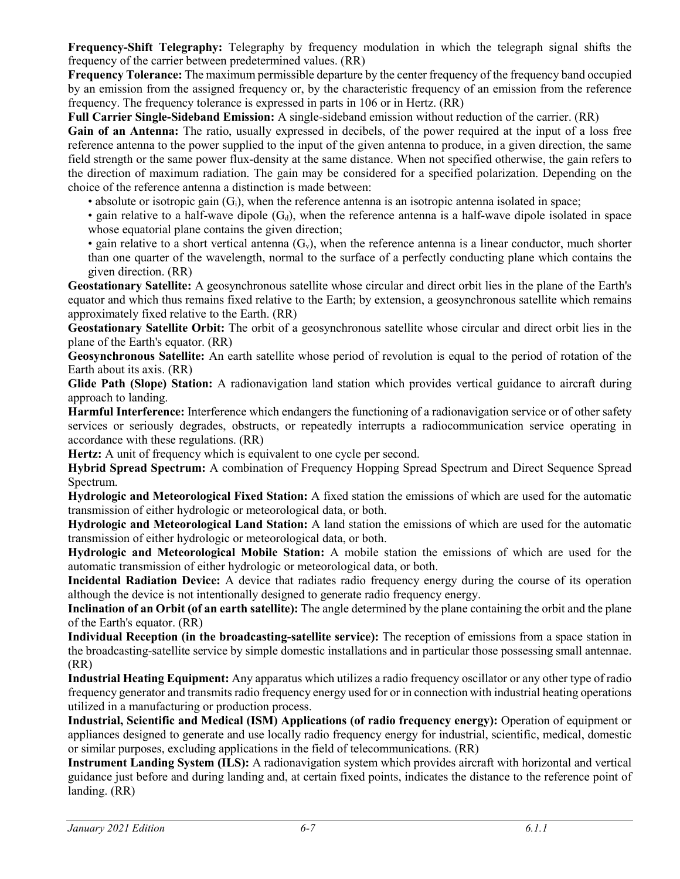**Frequency-Shift Telegraphy:** Telegraphy by frequency modulation in which the telegraph signal shifts the frequency of the carrier between predetermined values. (RR)

**Frequency Tolerance:** The maximum permissible departure by the center frequency of the frequency band occupied by an emission from the assigned frequency or, by the characteristic frequency of an emission from the reference frequency. The frequency tolerance is expressed in parts in 106 or in Hertz. (RR)

**Full Carrier Single-Sideband Emission:** A single-sideband emission without reduction of the carrier. (RR)

**Gain of an Antenna:** The ratio, usually expressed in decibels, of the power required at the input of a loss free reference antenna to the power supplied to the input of the given antenna to produce, in a given direction, the same field strength or the same power flux-density at the same distance. When not specified otherwise, the gain refers to the direction of maximum radiation. The gain may be considered for a specified polarization. Depending on the choice of the reference antenna a distinction is made between:

- absolute or isotropic gain ($G_i$), when the reference antenna is an isotropic antenna isolated in space;
- gain relative to a half-wave dipole ($G_d$), when the reference antenna is a half-wave dipole isolated in space whose equatorial plane contains the given direction;
- gain relative to a short vertical antenna ($G_v$), when the reference antenna is a linear conductor, much shorter than one quarter of the wavelength, normal to the surface of a perfectly conducting plane which contains the given direction. (RR)

**Geostationary Satellite:** A geosynchronous satellite whose circular and direct orbit lies in the plane of the Earth's equator and which thus remains fixed relative to the Earth; by extension, a geosynchronous satellite which remains approximately fixed relative to the Earth. (RR)

**Geostationary Satellite Orbit:** The orbit of a geosynchronous satellite whose circular and direct orbit lies in the plane of the Earth's equator. (RR)

**Geosynchronous Satellite:** An earth satellite whose period of revolution is equal to the period of rotation of the Earth about its axis. (RR)

**Glide Path (Slope) Station:** A radionavigation land station which provides vertical guidance to aircraft during approach to landing.

**Harmful Interference:** Interference which endangers the functioning of a radionavigation service or of other safety services or seriously degrades, obstructs, or repeatedly interrupts a radiocommunication service operating in accordance with these regulations. (RR)

**Hertz:** A unit of frequency which is equivalent to one cycle per second.

**Hybrid Spread Spectrum:** A combination of Frequency Hopping Spread Spectrum and Direct Sequence Spread Spectrum.

**Hydrologic and Meteorological Fixed Station:** A fixed station the emissions of which are used for the automatic transmission of either hydrologic or meteorological data, or both.

**Hydrologic and Meteorological Land Station:** A land station the emissions of which are used for the automatic transmission of either hydrologic or meteorological data, or both.

**Hydrologic and Meteorological Mobile Station:** A mobile station the emissions of which are used for the automatic transmission of either hydrologic or meteorological data, or both.

**Incidental Radiation Device:** A device that radiates radio frequency energy during the course of its operation although the device is not intentionally designed to generate radio frequency energy.

**Inclination of an Orbit (of an earth satellite):** The angle determined by the plane containing the orbit and the plane of the Earth's equator. (RR)

**Individual Reception (in the broadcasting-satellite service):** The reception of emissions from a space station in the broadcasting-satellite service by simple domestic installations and in particular those possessing small antennae. (RR)

**Industrial Heating Equipment:** Any apparatus which utilizes a radio frequency oscillator or any other type of radio frequency generator and transmits radio frequency energy used for or in connection with industrial heating operations utilized in a manufacturing or production process.

**Industrial, Scientific and Medical (ISM) Applications (of radio frequency energy):** Operation of equipment or appliances designed to generate and use locally radio frequency energy for industrial, scientific, medical, domestic or similar purposes, excluding applications in the field of telecommunications. (RR)

**Instrument Landing System (ILS):** A radionavigation system which provides aircraft with horizontal and vertical guidance just before and during landing and, at certain fixed points, indicates the distance to the reference point of landing. (RR)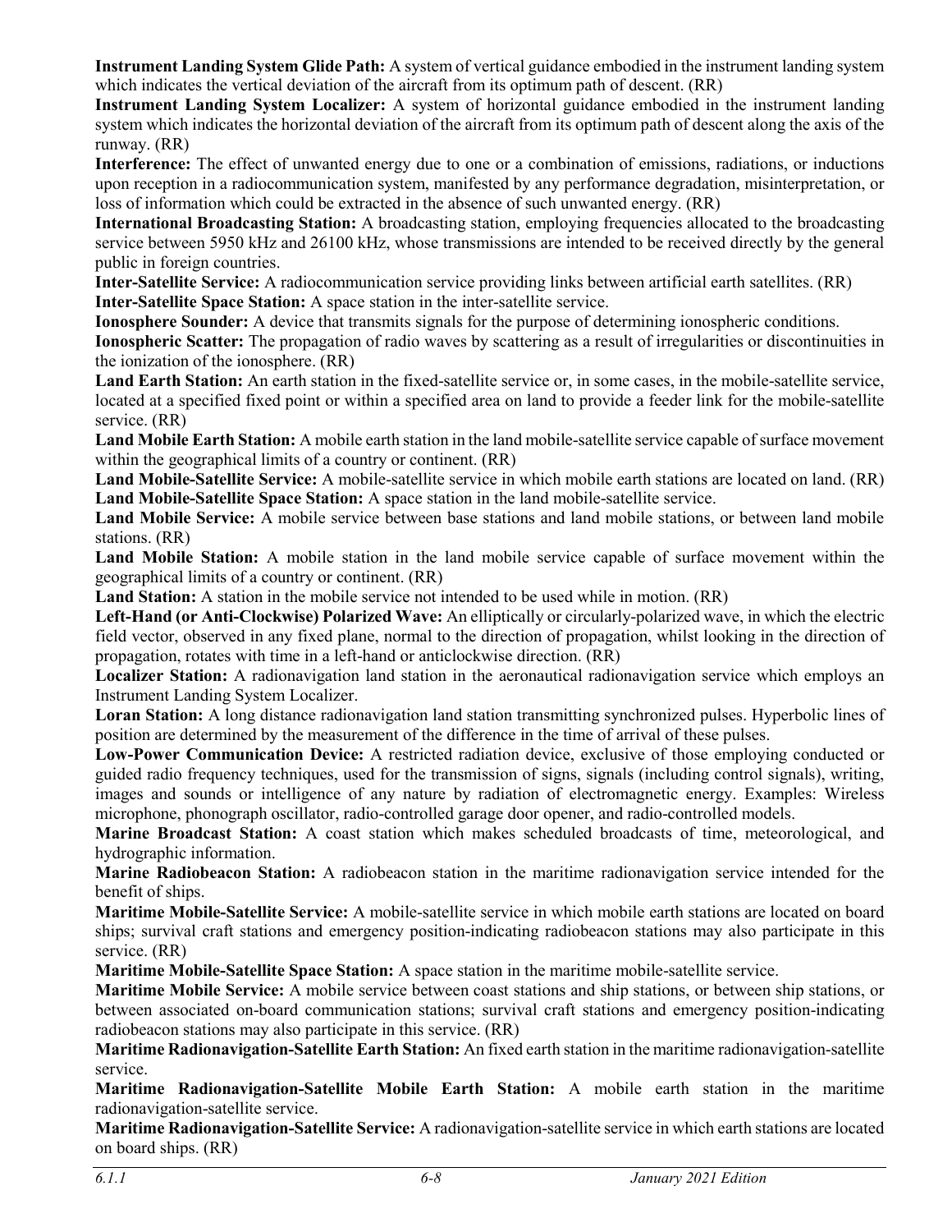**Instrument Landing System Glide Path:** A system of vertical guidance embodied in the instrument landing system which indicates the vertical deviation of the aircraft from its optimum path of descent. (RR)

**Instrument Landing System Localizer:** A system of horizontal guidance embodied in the instrument landing system which indicates the horizontal deviation of the aircraft from its optimum path of descent along the axis of the runway. (RR)

**Interference:** The effect of unwanted energy due to one or a combination of emissions, radiations, or inductions upon reception in a radiocommunication system, manifested by any performance degradation, misinterpretation, or loss of information which could be extracted in the absence of such unwanted energy. (RR)

**International Broadcasting Station:** A broadcasting station, employing frequencies allocated to the broadcasting service between 5950 kHz and 26100 kHz, whose transmissions are intended to be received directly by the general public in foreign countries.

**Inter-Satellite Service:** A radiocommunication service providing links between artificial earth satellites. (RR)

**Inter-Satellite Space Station:** A space station in the inter-satellite service.

**Ionosphere Sounder:** A device that transmits signals for the purpose of determining ionospheric conditions.

**Ionospheric Scatter:** The propagation of radio waves by scattering as a result of irregularities or discontinuities in the ionization of the ionosphere. (RR)

**Land Earth Station:** An earth station in the fixed-satellite service or, in some cases, in the mobile-satellite service, located at a specified fixed point or within a specified area on land to provide a feeder link for the mobile-satellite service. (RR)

**Land Mobile Earth Station:** A mobile earth station in the land mobile-satellite service capable of surface movement within the geographical limits of a country or continent. (RR)

**Land Mobile-Satellite Service:** A mobile-satellite service in which mobile earth stations are located on land. (RR)

**Land Mobile-Satellite Space Station:** A space station in the land mobile-satellite service.

**Land Mobile Service:** A mobile service between base stations and land mobile stations, or between land mobile stations. (RR)

**Land Mobile Station:** A mobile station in the land mobile service capable of surface movement within the geographical limits of a country or continent. (RR)

**Land Station:** A station in the mobile service not intended to be used while in motion. (RR)

**Left-Hand (or Anti-Clockwise) Polarized Wave:** An elliptically or circularly-polarized wave, in which the electric field vector, observed in any fixed plane, normal to the direction of propagation, whilst looking in the direction of propagation, rotates with time in a left-hand or anticlockwise direction. (RR)

**Localizer Station:** A radionavigation land station in the aeronautical radionavigation service which employs an Instrument Landing System Localizer.

**Loran Station:** A long distance radionavigation land station transmitting synchronized pulses. Hyperbolic lines of position are determined by the measurement of the difference in the time of arrival of these pulses.

**Low-Power Communication Device:** A restricted radiation device, exclusive of those employing conducted or guided radio frequency techniques, used for the transmission of signs, signals (including control signals), writing, images and sounds or intelligence of any nature by radiation of electromagnetic energy. Examples: Wireless microphone, phonograph oscillator, radio-controlled garage door opener, and radio-controlled models.

**Marine Broadcast Station:** A coast station which makes scheduled broadcasts of time, meteorological, and hydrographic information.

**Marine Radiobeacon Station:** A radiobeacon station in the maritime radionavigation service intended for the benefit of ships.

**Maritime Mobile-Satellite Service:** A mobile-satellite service in which mobile earth stations are located on board ships; survival craft stations and emergency position-indicating radiobeacon stations may also participate in this service. (RR)

**Maritime Mobile-Satellite Space Station:** A space station in the maritime mobile-satellite service.

**Maritime Mobile Service:** A mobile service between coast stations and ship stations, or between ship stations, or between associated on-board communication stations; survival craft stations and emergency position-indicating radiobeacon stations may also participate in this service. (RR)

**Maritime Radionavigation-Satellite Earth Station:** An fixed earth station in the maritime radionavigation-satellite service.

**Maritime Radionavigation-Satellite Mobile Earth Station:** A mobile earth station in the maritime radionavigation-satellite service.

**Maritime Radionavigation-Satellite Service:** A radionavigation-satellite service in which earth stations are located on board ships. (RR)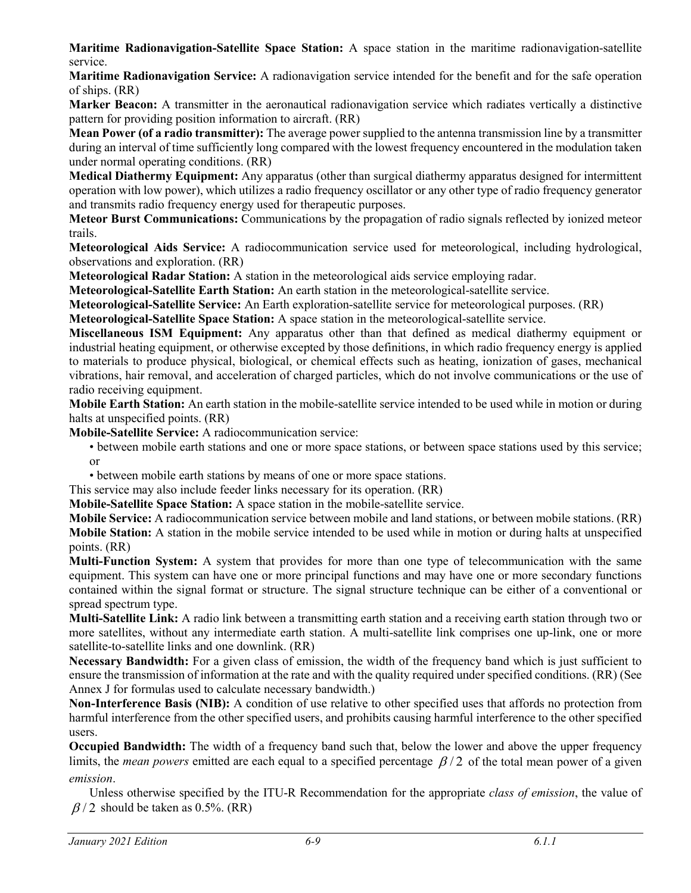**Maritime Radionavigation-Satellite Space Station:** A space station in the maritime radionavigation-satellite service.

**Maritime Radionavigation Service:** A radionavigation service intended for the benefit and for the safe operation of ships. (RR)

**Marker Beacon:** A transmitter in the aeronautical radionavigation service which radiates vertically a distinctive pattern for providing position information to aircraft. (RR)

**Mean Power (of a radio transmitter):** The average power supplied to the antenna transmission line by a transmitter during an interval of time sufficiently long compared with the lowest frequency encountered in the modulation taken under normal operating conditions. (RR)

**Medical Diathermy Equipment:** Any apparatus (other than surgical diathermy apparatus designed for intermittent operation with low power), which utilizes a radio frequency oscillator or any other type of radio frequency generator and transmits radio frequency energy used for therapeutic purposes.

**Meteor Burst Communications:** Communications by the propagation of radio signals reflected by ionized meteor trails.

**Meteorological Aids Service:** A radiocommunication service used for meteorological, including hydrological, observations and exploration. (RR)

**Meteorological Radar Station:** A station in the meteorological aids service employing radar.

**Meteorological-Satellite Earth Station:** An earth station in the meteorological-satellite service.

**Meteorological-Satellite Service:** An Earth exploration-satellite service for meteorological purposes. (RR)

**Meteorological-Satellite Space Station:** A space station in the meteorological-satellite service.

**Miscellaneous ISM Equipment:** Any apparatus other than that defined as medical diathermy equipment or industrial heating equipment, or otherwise excepted by those definitions, in which radio frequency energy is applied to materials to produce physical, biological, or chemical effects such as heating, ionization of gases, mechanical vibrations, hair removal, and acceleration of charged particles, which do not involve communications or the use of radio receiving equipment.

**Mobile Earth Station:** An earth station in the mobile-satellite service intended to be used while in motion or during halts at unspecified points. (RR)

**Mobile-Satellite Service:** A radiocommunication service:

- between mobile earth stations and one or more space stations, or between space stations used by this service; or
- between mobile earth stations by means of one or more space stations.

This service may also include feeder links necessary for its operation. (RR)

**Mobile-Satellite Space Station:** A space station in the mobile-satellite service.

**Mobile Service:** A radiocommunication service between mobile and land stations, or between mobile stations. (RR)

**Mobile Station:** A station in the mobile service intended to be used while in motion or during halts at unspecified points. (RR)

**Multi-Function System:** A system that provides for more than one type of telecommunication with the same equipment. This system can have one or more principal functions and may have one or more secondary functions contained within the signal format or structure. The signal structure technique can be either of a conventional or spread spectrum type.

**Multi-Satellite Link:** A radio link between a transmitting earth station and a receiving earth station through two or more satellites, without any intermediate earth station. A multi-satellite link comprises one up-link, one or more satellite-to-satellite links and one downlink. (RR)

**Necessary Bandwidth:** For a given class of emission, the width of the frequency band which is just sufficient to ensure the transmission of information at the rate and with the quality required under specified conditions. (RR) (See Annex J for formulas used to calculate necessary bandwidth.)

**Non-Interference Basis (NIB):** A condition of use relative to other specified uses that affords no protection from harmful interference from the other specified users, and prohibits causing harmful interference to the other specified users.

**Occupied Bandwidth:** The width of a frequency band such that, below the lower and above the upper frequency limits, the *mean powers* emitted are each equal to a specified percentage $\beta/2$ of the total mean power of a given *emission*.

Unless otherwise specified by the ITU-R Recommendation for the appropriate *class of emission*, the value of $\beta/2$ should be taken as 0.5%. (RR)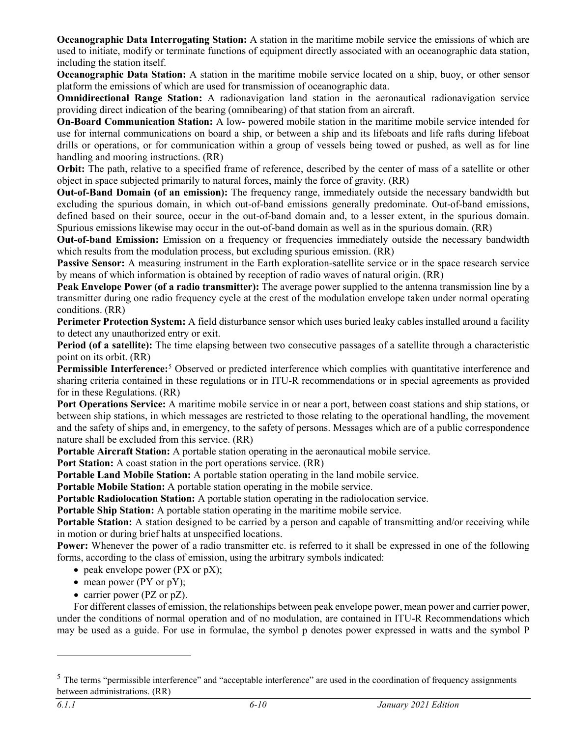**Oceanographic Data Interrogating Station:** A station in the maritime mobile service the emissions of which are used to initiate, modify or terminate functions of equipment directly associated with an oceanographic data station, including the station itself.

**Oceanographic Data Station:** A station in the maritime mobile service located on a ship, buoy, or other sensor platform the emissions of which are used for transmission of oceanographic data.

**Omnidirectional Range Station:** A radionavigation land station in the aeronautical radionavigation service providing direct indication of the bearing (omnibearing) of that station from an aircraft.

**On-Board Communication Station:** A low- powered mobile station in the maritime mobile service intended for use for internal communications on board a ship, or between a ship and its lifeboats and life rafts during lifeboat drills or operations, or for communication within a group of vessels being towed or pushed, as well as for line handling and mooring instructions. (RR)

**Orbit:** The path, relative to a specified frame of reference, described by the center of mass of a satellite or other object in space subjected primarily to natural forces, mainly the force of gravity. (RR)

**Out-of-Band Domain (of an emission):** The frequency range, immediately outside the necessary bandwidth but excluding the spurious domain, in which out-of-band emissions generally predominate. Out-of-band emissions, defined based on their source, occur in the out-of-band domain and, to a lesser extent, in the spurious domain. Spurious emissions likewise may occur in the out-of-band domain as well as in the spurious domain. (RR)

**Out-of-band Emission:** Emission on a frequency or frequencies immediately outside the necessary bandwidth which results from the modulation process, but excluding spurious emission. (RR)

**Passive Sensor:** A measuring instrument in the Earth exploration-satellite service or in the space research service by means of which information is obtained by reception of radio waves of natural origin. (RR)

**Peak Envelope Power (of a radio transmitter):** The average power supplied to the antenna transmission line by a transmitter during one radio frequency cycle at the crest of the modulation envelope taken under normal operating conditions. (RR)

**Perimeter Protection System:** A field disturbance sensor which uses buried leaky cables installed around a facility to detect any unauthorized entry or exit.

**Period (of a satellite):** The time elapsing between two consecutive passages of a satellite through a characteristic point on its orbit. (RR)

**Permissible Interference:**[5] Observed or predicted interference which complies with quantitative interference and sharing criteria contained in these regulations or in ITU-R recommendations or in special agreements as provided for in these Regulations. (RR)

**Port Operations Service:** A maritime mobile service in or near a port, between coast stations and ship stations, or between ship stations, in which messages are restricted to those relating to the operational handling, the movement and the safety of ships and, in emergency, to the safety of persons. Messages which are of a public correspondence nature shall be excluded from this service. (RR)

**Portable Aircraft Station:** A portable station operating in the aeronautical mobile service.

**Port Station:** A coast station in the port operations service. (RR)

**Portable Land Mobile Station:** A portable station operating in the land mobile service.

**Portable Mobile Station:** A portable station operating in the mobile service.

**Portable Radiolocation Station:** A portable station operating in the radiolocation service.

**Portable Ship Station:** A portable station operating in the maritime mobile service.

**Portable Station:** A station designed to be carried by a person and capable of transmitting and/or receiving while in motion or during brief halts at unspecified locations.

**Power:** Whenever the power of a radio transmitter etc. is referred to it shall be expressed in one of the following forms, according to the class of emission, using the arbitrary symbols indicated:

- peak envelope power (PX or pX);
- mean power (PY or pY);
- carrier power (PZ or pZ).

For different classes of emission, the relationships between peak envelope power, mean power and carrier power, under the conditions of normal operation and of no modulation, are contained in ITU-R Recommendations which may be used as a guide. For use in formulae, the symbol p denotes power expressed in watts and the symbol P

[5] The terms "permissible interference" and "acceptable interference" are used in the coordination of frequency assignments between administrations. (RR)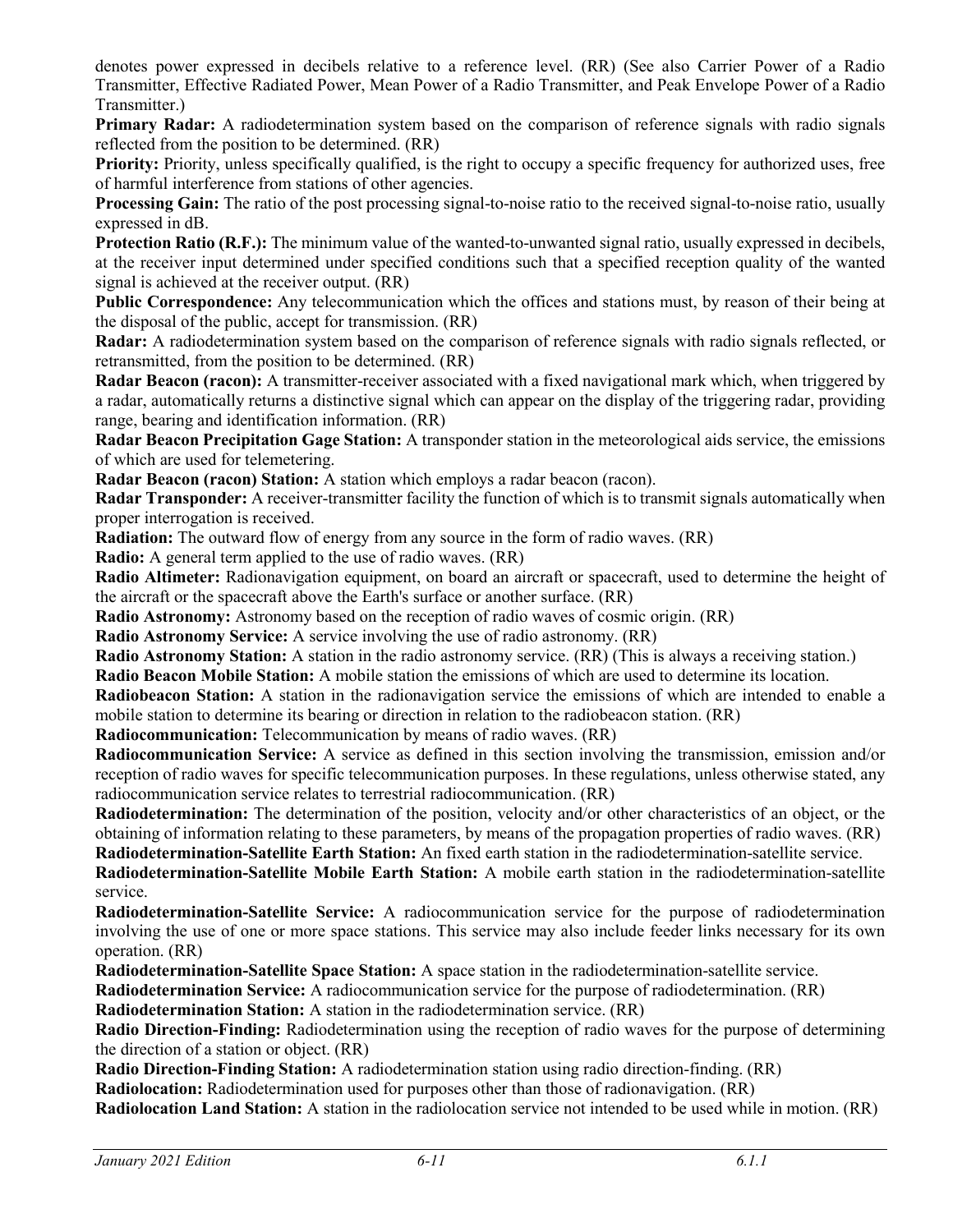denotes power expressed in decibels relative to a reference level. (RR) (See also Carrier Power of a Radio Transmitter, Effective Radiated Power, Mean Power of a Radio Transmitter, and Peak Envelope Power of a Radio Transmitter.)

**Primary Radar:** A radiodetermination system based on the comparison of reference signals with radio signals reflected from the position to be determined. (RR)

**Priority:** Priority, unless specifically qualified, is the right to occupy a specific frequency for authorized uses, free of harmful interference from stations of other agencies.

**Processing Gain:** The ratio of the post processing signal-to-noise ratio to the received signal-to-noise ratio, usually expressed in dB.

**Protection Ratio (R.F.):** The minimum value of the wanted-to-unwanted signal ratio, usually expressed in decibels, at the receiver input determined under specified conditions such that a specified reception quality of the wanted signal is achieved at the receiver output. (RR)

**Public Correspondence:** Any telecommunication which the offices and stations must, by reason of their being at the disposal of the public, accept for transmission. (RR)

**Radar:** A radiodetermination system based on the comparison of reference signals with radio signals reflected, or retransmitted, from the position to be determined. (RR)

**Radar Beacon (racon):** A transmitter-receiver associated with a fixed navigational mark which, when triggered by a radar, automatically returns a distinctive signal which can appear on the display of the triggering radar, providing range, bearing and identification information. (RR)

**Radar Beacon Precipitation Gage Station:** A transponder station in the meteorological aids service, the emissions of which are used for telemetering.

**Radar Beacon (racon) Station:** A station which employs a radar beacon (racon).

**Radar Transponder:** A receiver-transmitter facility the function of which is to transmit signals automatically when proper interrogation is received.

**Radiation:** The outward flow of energy from any source in the form of radio waves. (RR)

**Radio:** A general term applied to the use of radio waves. (RR)

**Radio Altimeter:** Radionavigation equipment, on board an aircraft or spacecraft, used to determine the height of the aircraft or the spacecraft above the Earth's surface or another surface. (RR)

**Radio Astronomy:** Astronomy based on the reception of radio waves of cosmic origin. (RR)

**Radio Astronomy Service:** A service involving the use of radio astronomy. (RR)

**Radio Astronomy Station:** A station in the radio astronomy service. (RR) (This is always a receiving station.)

**Radio Beacon Mobile Station:** A mobile station the emissions of which are used to determine its location.

**Radiobeacon Station:** A station in the radionavigation service the emissions of which are intended to enable a mobile station to determine its bearing or direction in relation to the radiobeacon station. (RR)

**Radiocommunication:** Telecommunication by means of radio waves. (RR)

**Radiocommunication Service:** A service as defined in this section involving the transmission, emission and/or reception of radio waves for specific telecommunication purposes. In these regulations, unless otherwise stated, any radiocommunication service relates to terrestrial radiocommunication. (RR)

**Radiodetermination:** The determination of the position, velocity and/or other characteristics of an object, or the obtaining of information relating to these parameters, by means of the propagation properties of radio waves. (RR)

**Radiodetermination-Satellite Earth Station:** An fixed earth station in the radiodetermination-satellite service.

**Radiodetermination-Satellite Mobile Earth Station:** A mobile earth station in the radiodetermination-satellite service.

**Radiodetermination-Satellite Service:** A radiocommunication service for the purpose of radiodetermination involving the use of one or more space stations. This service may also include feeder links necessary for its own operation. (RR)

**Radiodetermination-Satellite Space Station:** A space station in the radiodetermination-satellite service.

**Radiodetermination Service:** A radiocommunication service for the purpose of radiodetermination. (RR)

**Radiodetermination Station:** A station in the radiodetermination service. (RR)

**Radio Direction-Finding:** Radiodetermination using the reception of radio waves for the purpose of determining the direction of a station or object. (RR)

**Radio Direction-Finding Station:** A radiodetermination station using radio direction-finding. (RR)

**Radiolocation:** Radiodetermination used for purposes other than those of radionavigation. (RR)

**Radiolocation Land Station:** A station in the radiolocation service not intended to be used while in motion. (RR)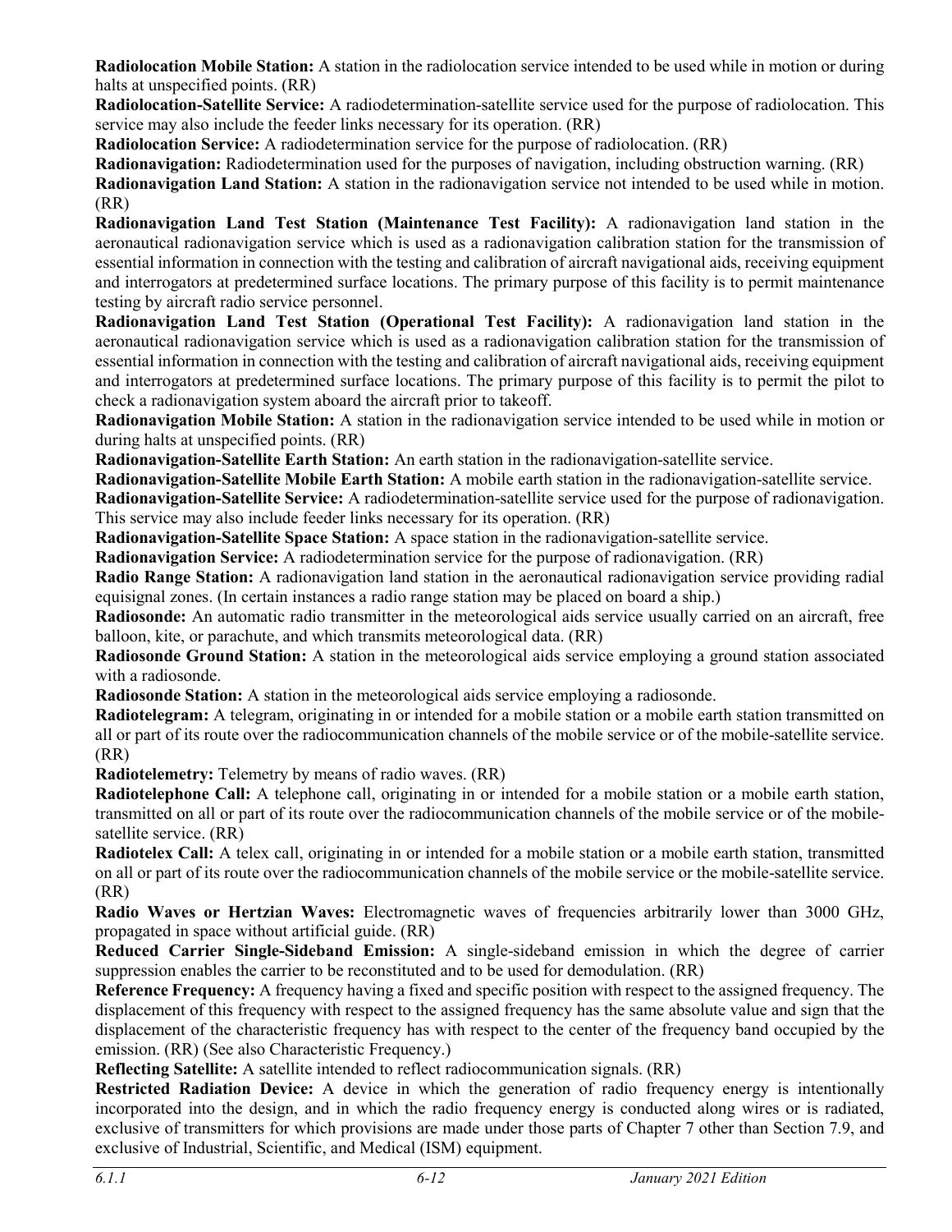**Radiolocation Mobile Station:** A station in the radiolocation service intended to be used while in motion or during halts at unspecified points. (RR)

**Radiolocation-Satellite Service:** A radiodetermination-satellite service used for the purpose of radiolocation. This service may also include the feeder links necessary for its operation. (RR)

**Radiolocation Service:** A radiodetermination service for the purpose of radiolocation. (RR)

**Radionavigation:** Radiodetermination used for the purposes of navigation, including obstruction warning. (RR)

**Radionavigation Land Station:** A station in the radionavigation service not intended to be used while in motion. (RR)

**Radionavigation Land Test Station (Maintenance Test Facility):** A radionavigation land station in the aeronautical radionavigation service which is used as a radionavigation calibration station for the transmission of essential information in connection with the testing and calibration of aircraft navigational aids, receiving equipment and interrogators at predetermined surface locations. The primary purpose of this facility is to permit maintenance testing by aircraft radio service personnel.

**Radionavigation Land Test Station (Operational Test Facility):** A radionavigation land station in the aeronautical radionavigation service which is used as a radionavigation calibration station for the transmission of essential information in connection with the testing and calibration of aircraft navigational aids, receiving equipment and interrogators at predetermined surface locations. The primary purpose of this facility is to permit the pilot to check a radionavigation system aboard the aircraft prior to takeoff.

**Radionavigation Mobile Station:** A station in the radionavigation service intended to be used while in motion or during halts at unspecified points. (RR)

**Radionavigation-Satellite Earth Station:** An earth station in the radionavigation-satellite service.

**Radionavigation-Satellite Mobile Earth Station:** A mobile earth station in the radionavigation-satellite service.

**Radionavigation-Satellite Service:** A radiodetermination-satellite service used for the purpose of radionavigation. This service may also include feeder links necessary for its operation. (RR)

**Radionavigation-Satellite Space Station:** A space station in the radionavigation-satellite service.

**Radionavigation Service:** A radiodetermination service for the purpose of radionavigation. (RR)

**Radio Range Station:** A radionavigation land station in the aeronautical radionavigation service providing radial equisignal zones. (In certain instances a radio range station may be placed on board a ship.)

**Radiosonde:** An automatic radio transmitter in the meteorological aids service usually carried on an aircraft, free balloon, kite, or parachute, and which transmits meteorological data. (RR)

**Radiosonde Ground Station:** A station in the meteorological aids service employing a ground station associated with a radiosonde.

**Radiosonde Station:** A station in the meteorological aids service employing a radiosonde.

**Radiotelegram:** A telegram, originating in or intended for a mobile station or a mobile earth station transmitted on all or part of its route over the radiocommunication channels of the mobile service or of the mobile-satellite service. (RR)

**Radiotelemetry:** Telemetry by means of radio waves. (RR)

**Radiotelephone Call:** A telephone call, originating in or intended for a mobile station or a mobile earth station, transmitted on all or part of its route over the radiocommunication channels of the mobile service or of the mobile-satellite service. (RR)

**Radiotelex Call:** A telex call, originating in or intended for a mobile station or a mobile earth station, transmitted on all or part of its route over the radiocommunication channels of the mobile service or the mobile-satellite service. (RR)

**Radio Waves or Hertzian Waves:** Electromagnetic waves of frequencies arbitrarily lower than 3000 GHz, propagated in space without artificial guide. (RR)

**Reduced Carrier Single-Sideband Emission:** A single-sideband emission in which the degree of carrier suppression enables the carrier to be reconstituted and to be used for demodulation. (RR)

**Reference Frequency:** A frequency having a fixed and specific position with respect to the assigned frequency. The displacement of this frequency with respect to the assigned frequency has the same absolute value and sign that the displacement of the characteristic frequency has with respect to the center of the frequency band occupied by the emission. (RR) (See also Characteristic Frequency.)

**Reflecting Satellite:** A satellite intended to reflect radiocommunication signals. (RR)

**Restricted Radiation Device:** A device in which the generation of radio frequency energy is intentionally incorporated into the design, and in which the radio frequency energy is conducted along wires or is radiated, exclusive of transmitters for which provisions are made under those parts of Chapter 7 other than Section 7.9, and exclusive of Industrial, Scientific, and Medical (ISM) equipment.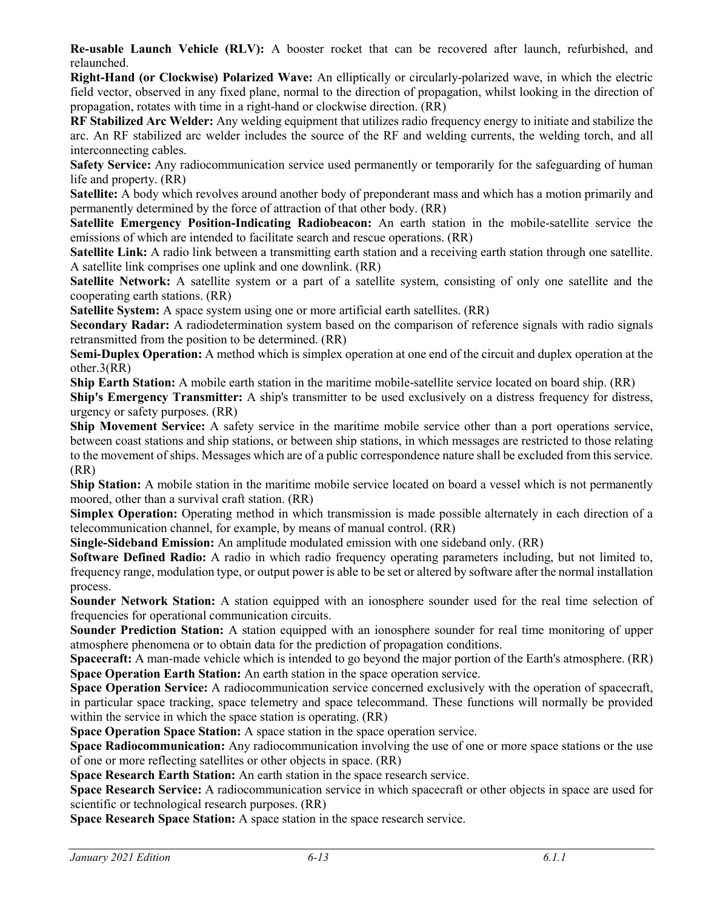**Re-usable Launch Vehicle (RLV):** A booster rocket that can be recovered after launch, refurbished, and relaunched.

**Right-Hand (or Clockwise) Polarized Wave:** An elliptically or circularly-polarized wave, in which the electric field vector, observed in any fixed plane, normal to the direction of propagation, whilst looking in the direction of propagation, rotates with time in a right-hand or clockwise direction. (RR)

**RF Stabilized Arc Welder:** Any welding equipment that utilizes radio frequency energy to initiate and stabilize the arc. An RF stabilized arc welder includes the source of the RF and welding currents, the welding torch, and all interconnecting cables.

**Safety Service:** Any radiocommunication service used permanently or temporarily for the safeguarding of human life and property. (RR)

**Satellite:** A body which revolves around another body of preponderant mass and which has a motion primarily and permanently determined by the force of attraction of that other body. (RR)

**Satellite Emergency Position-Indicating Radiobeacon:** An earth station in the mobile-satellite service the emissions of which are intended to facilitate search and rescue operations. (RR)

**Satellite Link:** A radio link between a transmitting earth station and a receiving earth station through one satellite. A satellite link comprises one uplink and one downlink. (RR)

**Satellite Network:** A satellite system or a part of a satellite system, consisting of only one satellite and the cooperating earth stations. (RR)

**Satellite System:** A space system using one or more artificial earth satellites. (RR)

**Secondary Radar:** A radiodetermination system based on the comparison of reference signals with radio signals retransmitted from the position to be determined. (RR)

**Semi-Duplex Operation:** A method which is simplex operation at one end of the circuit and duplex operation at the other.3(RR)

**Ship Earth Station:** A mobile earth station in the maritime mobile-satellite service located on board ship. (RR)

**Ship's Emergency Transmitter:** A ship's transmitter to be used exclusively on a distress frequency for distress, urgency or safety purposes. (RR)

**Ship Movement Service:** A safety service in the maritime mobile service other than a port operations service, between coast stations and ship stations, or between ship stations, in which messages are restricted to those relating to the movement of ships. Messages which are of a public correspondence nature shall be excluded from this service. (RR)

**Ship Station:** A mobile station in the maritime mobile service located on board a vessel which is not permanently moored, other than a survival craft station. (RR)

**Simplex Operation:** Operating method in which transmission is made possible alternately in each direction of a telecommunication channel, for example, by means of manual control. (RR)

**Single-Sideband Emission:** An amplitude modulated emission with one sideband only. (RR)

**Software Defined Radio:** A radio in which radio frequency operating parameters including, but not limited to, frequency range, modulation type, or output power is able to be set or altered by software after the normal installation process.

**Sounder Network Station:** A station equipped with an ionosphere sounder used for the real time selection of frequencies for operational communication circuits.

**Sounder Prediction Station:** A station equipped with an ionosphere sounder for real time monitoring of upper atmosphere phenomena or to obtain data for the prediction of propagation conditions.

**Spacecraft:** A man-made vehicle which is intended to go beyond the major portion of the Earth's atmosphere. (RR)

**Space Operation Earth Station:** An earth station in the space operation service.

**Space Operation Service:** A radiocommunication service concerned exclusively with the operation of spacecraft, in particular space tracking, space telemetry and space telecommand. These functions will normally be provided within the service in which the space station is operating. (RR)

**Space Operation Space Station:** A space station in the space operation service.

**Space Radiocommunication:** Any radiocommunication involving the use of one or more space stations or the use of one or more reflecting satellites or other objects in space. (RR)

**Space Research Earth Station:** An earth station in the space research service.

**Space Research Service:** A radiocommunication service in which spacecraft or other objects in space are used for scientific or technological research purposes. (RR)

**Space Research Space Station:** A space station in the space research service.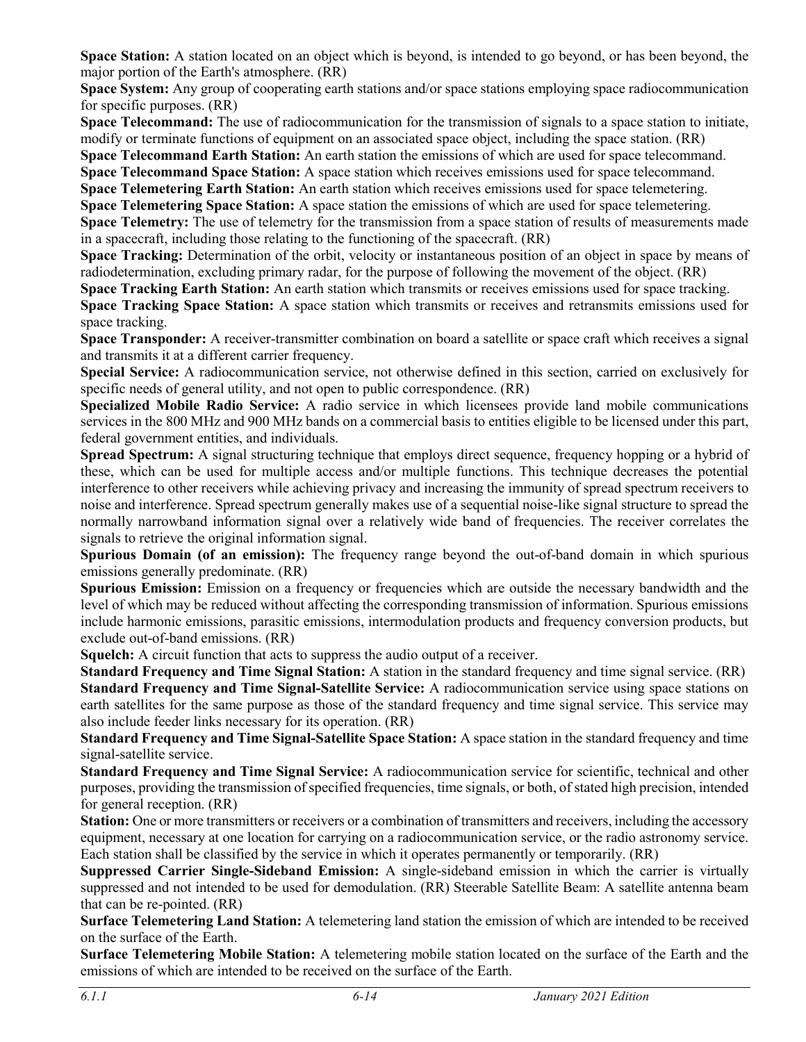**Space Station:** A station located on an object which is beyond, is intended to go beyond, or has been beyond, the major portion of the Earth's atmosphere. (RR)

**Space System:** Any group of cooperating earth stations and/or space stations employing space radiocommunication for specific purposes. (RR)

**Space Telecommand:** The use of radiocommunication for the transmission of signals to a space station to initiate, modify or terminate functions of equipment on an associated space object, including the space station. (RR)

**Space Telecommand Earth Station:** An earth station the emissions of which are used for space telecommand.

**Space Telecommand Space Station:** A space station which receives emissions used for space telecommand.

**Space Telemetering Earth Station:** An earth station which receives emissions used for space telemetering.

**Space Telemetering Space Station:** A space station the emissions of which are used for space telemetering.

**Space Telemetry:** The use of telemetry for the transmission from a space station of results of measurements made in a spacecraft, including those relating to the functioning of the spacecraft. (RR)

**Space Tracking:** Determination of the orbit, velocity or instantaneous position of an object in space by means of radiodetermination, excluding primary radar, for the purpose of following the movement of the object. (RR)

**Space Tracking Earth Station:** An earth station which transmits or receives emissions used for space tracking.

**Space Tracking Space Station:** A space station which transmits or receives and retransmits emissions used for space tracking.

**Space Transponder:** A receiver-transmitter combination on board a satellite or space craft which receives a signal and transmits it at a different carrier frequency.

**Special Service:** A radiocommunication service, not otherwise defined in this section, carried on exclusively for specific needs of general utility, and not open to public correspondence. (RR)

**Specialized Mobile Radio Service:** A radio service in which licensees provide land mobile communications services in the 800 MHz and 900 MHz bands on a commercial basis to entities eligible to be licensed under this part, federal government entities, and individuals.

**Spread Spectrum:** A signal structuring technique that employs direct sequence, frequency hopping or a hybrid of these, which can be used for multiple access and/or multiple functions. This technique decreases the potential interference to other receivers while achieving privacy and increasing the immunity of spread spectrum receivers to noise and interference. Spread spectrum generally makes use of a sequential noise-like signal structure to spread the normally narrowband information signal over a relatively wide band of frequencies. The receiver correlates the signals to retrieve the original information signal.

**Spurious Domain (of an emission):** The frequency range beyond the out-of-band domain in which spurious emissions generally predominate. (RR)

**Spurious Emission:** Emission on a frequency or frequencies which are outside the necessary bandwidth and the level of which may be reduced without affecting the corresponding transmission of information. Spurious emissions include harmonic emissions, parasitic emissions, intermodulation products and frequency conversion products, but exclude out-of-band emissions. (RR)

**Squelch:** A circuit function that acts to suppress the audio output of a receiver.

**Standard Frequency and Time Signal Station:** A station in the standard frequency and time signal service. (RR)

**Standard Frequency and Time Signal-Satellite Service:** A radiocommunication service using space stations on earth satellites for the same purpose as those of the standard frequency and time signal service. This service may also include feeder links necessary for its operation. (RR)

**Standard Frequency and Time Signal-Satellite Space Station:** A space station in the standard frequency and time signal-satellite service.

**Standard Frequency and Time Signal Service:** A radiocommunication service for scientific, technical and other purposes, providing the transmission of specified frequencies, time signals, or both, of stated high precision, intended for general reception. (RR)

**Station:** One or more transmitters or receivers or a combination of transmitters and receivers, including the accessory equipment, necessary at one location for carrying on a radiocommunication service, or the radio astronomy service. Each station shall be classified by the service in which it operates permanently or temporarily. (RR)

**Suppressed Carrier Single-Sideband Emission:** A single-sideband emission in which the carrier is virtually suppressed and not intended to be used for demodulation. (RR) Steerable Satellite Beam: A satellite antenna beam that can be re-pointed. (RR)

**Surface Telemetering Land Station:** A telemetering land station the emission of which are intended to be received on the surface of the Earth.

**Surface Telemetering Mobile Station:** A telemetering mobile station located on the surface of the Earth and the emissions of which are intended to be received on the surface of the Earth.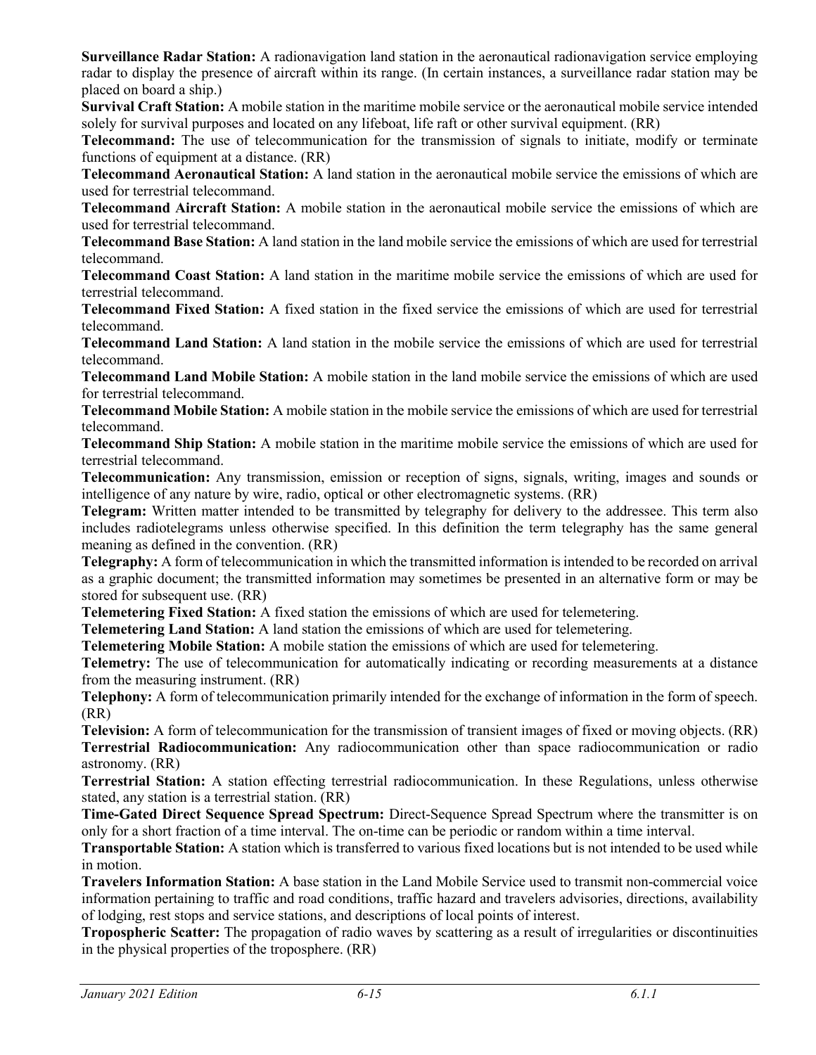**Surveillance Radar Station:** A radionavigation land station in the aeronautical radionavigation service employing radar to display the presence of aircraft within its range. (In certain instances, a surveillance radar station may be placed on board a ship.)

**Survival Craft Station:** A mobile station in the maritime mobile service or the aeronautical mobile service intended solely for survival purposes and located on any lifeboat, life raft or other survival equipment. (RR)

**Telecommand:** The use of telecommunication for the transmission of signals to initiate, modify or terminate functions of equipment at a distance. (RR)

**Telecommand Aeronautical Station:** A land station in the aeronautical mobile service the emissions of which are used for terrestrial telecommand.

**Telecommand Aircraft Station:** A mobile station in the aeronautical mobile service the emissions of which are used for terrestrial telecommand.

**Telecommand Base Station:** A land station in the land mobile service the emissions of which are used for terrestrial telecommand.

**Telecommand Coast Station:** A land station in the maritime mobile service the emissions of which are used for terrestrial telecommand.

**Telecommand Fixed Station:** A fixed station in the fixed service the emissions of which are used for terrestrial telecommand.

**Telecommand Land Station:** A land station in the mobile service the emissions of which are used for terrestrial telecommand.

**Telecommand Land Mobile Station:** A mobile station in the land mobile service the emissions of which are used for terrestrial telecommand.

**Telecommand Mobile Station:** A mobile station in the mobile service the emissions of which are used for terrestrial telecommand.

**Telecommand Ship Station:** A mobile station in the maritime mobile service the emissions of which are used for terrestrial telecommand.

**Telecommunication:** Any transmission, emission or reception of signs, signals, writing, images and sounds or intelligence of any nature by wire, radio, optical or other electromagnetic systems. (RR)

**Telegram:** Written matter intended to be transmitted by telegraphy for delivery to the addressee. This term also includes radiotelegrams unless otherwise specified. In this definition the term telegraphy has the same general meaning as defined in the convention. (RR)

**Telegraphy:** A form of telecommunication in which the transmitted information is intended to be recorded on arrival as a graphic document; the transmitted information may sometimes be presented in an alternative form or may be stored for subsequent use. (RR)

**Telemetering Fixed Station:** A fixed station the emissions of which are used for telemetering.

**Telemetering Land Station:** A land station the emissions of which are used for telemetering.

**Telemetering Mobile Station:** A mobile station the emissions of which are used for telemetering.

**Telemetry:** The use of telecommunication for automatically indicating or recording measurements at a distance from the measuring instrument. (RR)

**Telephony:** A form of telecommunication primarily intended for the exchange of information in the form of speech. (RR)

**Television:** A form of telecommunication for the transmission of transient images of fixed or moving objects. (RR)

**Terrestrial Radiocommunication:** Any radiocommunication other than space radiocommunication or radio astronomy. (RR)

**Terrestrial Station:** A station effecting terrestrial radiocommunication. In these Regulations, unless otherwise stated, any station is a terrestrial station. (RR)

**Time-Gated Direct Sequence Spread Spectrum:** Direct-Sequence Spread Spectrum where the transmitter is on only for a short fraction of a time interval. The on-time can be periodic or random within a time interval.

**Transportable Station:** A station which is transferred to various fixed locations but is not intended to be used while in motion.

**Travelers Information Station:** A base station in the Land Mobile Service used to transmit non-commercial voice information pertaining to traffic and road conditions, traffic hazard and travelers advisories, directions, availability of lodging, rest stops and service stations, and descriptions of local points of interest.

**Tropospheric Scatter:** The propagation of radio waves by scattering as a result of irregularities or discontinuities in the physical properties of the troposphere. (RR)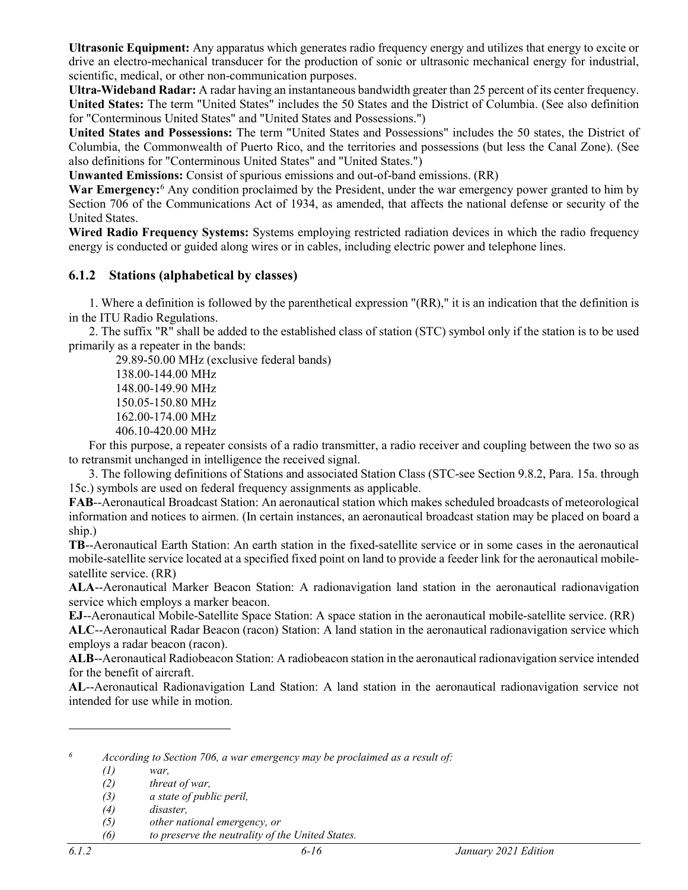**Ultrasonic Equipment:** Any apparatus which generates radio frequency energy and utilizes that energy to excite or drive an electro-mechanical transducer for the production of sonic or ultrasonic mechanical energy for industrial, scientific, medical, or other non-communication purposes.

**Ultra-Wideband Radar:** A radar having an instantaneous bandwidth greater than 25 percent of its center frequency.

**United States:** The term "United States" includes the 50 States and the District of Columbia. (See also definition for "Conterminous United States" and "United States and Possessions.")

**United States and Possessions:** The term "United States and Possessions" includes the 50 states, the District of Columbia, the Commonwealth of Puerto Rico, and the territories and possessions (but less the Canal Zone). (See also definitions for "Conterminous United States" and "United States.")

**Unwanted Emissions:** Consist of spurious emissions and out-of-band emissions. (RR)

**War Emergency:**[6] Any condition proclaimed by the President, under the war emergency power granted to him by Section 706 of the Communications Act of 1934, as amended, that affects the national defense or security of the United States.

**Wired Radio Frequency Systems:** Systems employing restricted radiation devices in which the radio frequency energy is conducted or guided along wires or in cables, including electric power and telephone lines.

### 6.1.2 Stations (alphabetical by classes)

1. Where a definition is followed by the parenthetical expression "(RR)," it is an indication that the definition is in the ITU Radio Regulations.

2. The suffix "R" shall be added to the established class of station (STC) symbol only if the station is to be used primarily as a repeater in the bands:

29.89-50.00 MHz (exclusive federal bands)
138.00-144.00 MHz
148.00-149.90 MHz
150.05-150.80 MHz
162.00-174.00 MHz
406.10-420.00 MHz

For this purpose, a repeater consists of a radio transmitter, a radio receiver and coupling between the two so as to retransmit unchanged in intelligence the received signal.

3. The following definitions of Stations and associated Station Class (STC-see Section 9.8.2, Para. 15a. through 15c.) symbols are used on federal frequency assignments as applicable.

**FAB**--Aeronautical Broadcast Station: An aeronautical station which makes scheduled broadcasts of meteorological information and notices to airmen. (In certain instances, an aeronautical broadcast station may be placed on board a ship.)

**TB**--Aeronautical Earth Station: An earth station in the fixed-satellite service or in some cases in the aeronautical mobile-satellite service located at a specified fixed point on land to provide a feeder link for the aeronautical mobile-satellite service. (RR)

**ALA**--Aeronautical Marker Beacon Station: A radionavigation land station in the aeronautical radionavigation service which employs a marker beacon.

**EJ**--Aeronautical Mobile-Satellite Space Station: A space station in the aeronautical mobile-satellite service. (RR)

**ALC**--Aeronautical Radar Beacon (racon) Station: A land station in the aeronautical radionavigation service which employs a radar beacon (racon).

**ALB**--Aeronautical Radiobeacon Station: A radiobeacon station in the aeronautical radionavigation service intended for the benefit of aircraft.

**AL**--Aeronautical Radionavigation Land Station: A land station in the aeronautical radionavigation service not intended for use while in motion.

---

[6] *According to Section 706, a war emergency may be proclaimed as a result of:*

*(1) war,*
*(2) threat of war,*
*(3) a state of public peril,*
*(4) disaster,*
*(5) other national emergency, or*
*(6) to preserve the neutrality of the United States.*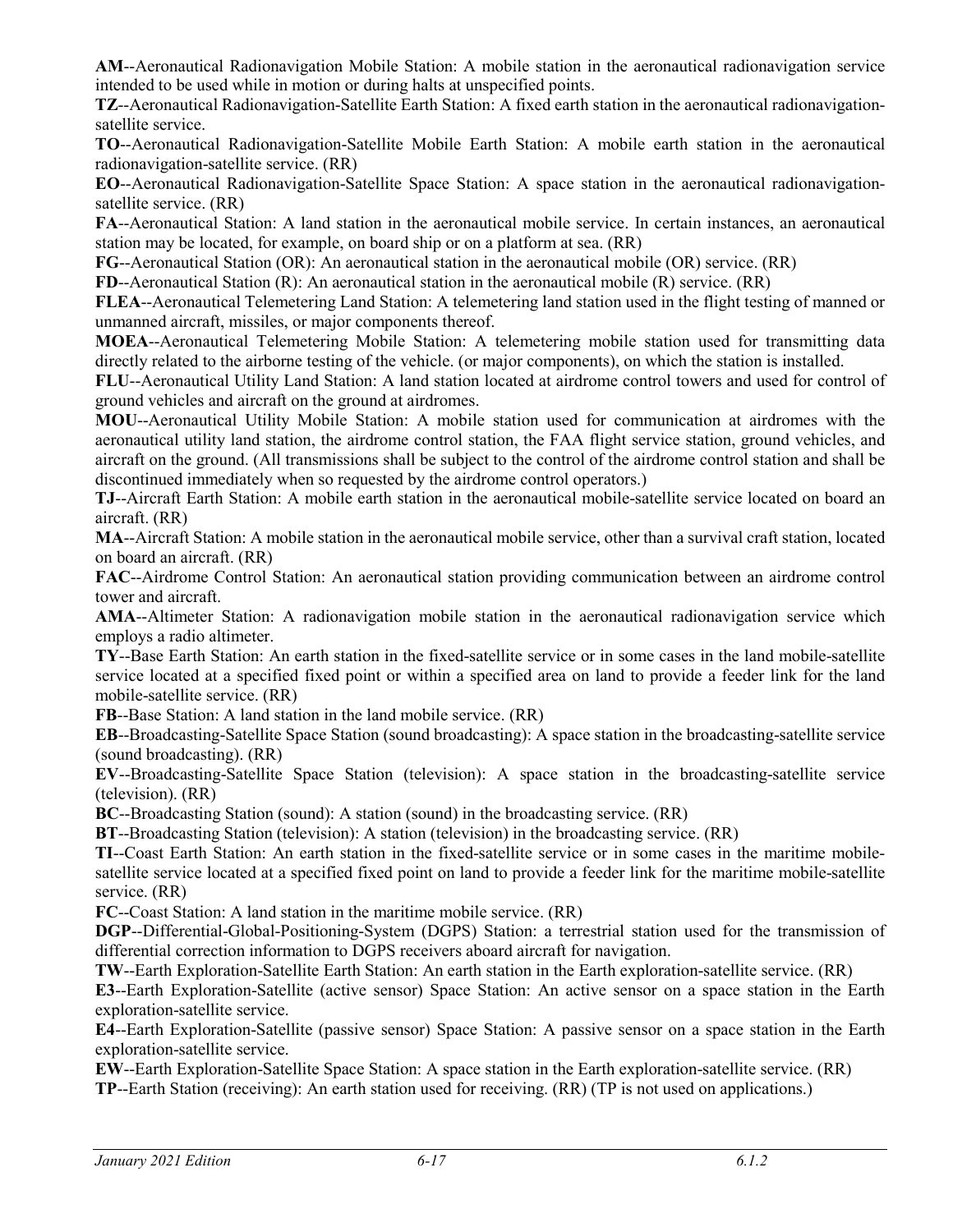**AM**--Aeronautical Radionavigation Mobile Station: A mobile station in the aeronautical radionavigation service intended to be used while in motion or during halts at unspecified points.

**TZ**--Aeronautical Radionavigation-Satellite Earth Station: A fixed earth station in the aeronautical radionavigation-satellite service.

**TO**--Aeronautical Radionavigation-Satellite Mobile Earth Station: A mobile earth station in the aeronautical radionavigation-satellite service. (RR)

**EO**--Aeronautical Radionavigation-Satellite Space Station: A space station in the aeronautical radionavigation-satellite service. (RR)

**FA**--Aeronautical Station: A land station in the aeronautical mobile service. In certain instances, an aeronautical station may be located, for example, on board ship or on a platform at sea. (RR)

**FG**--Aeronautical Station (OR): An aeronautical station in the aeronautical mobile (OR) service. (RR)

**FD**--Aeronautical Station (R): An aeronautical station in the aeronautical mobile (R) service. (RR)

**FLEA**--Aeronautical Telemetering Land Station: A telemetering land station used in the flight testing of manned or unmanned aircraft, missiles, or major components thereof.

**MOEA**--Aeronautical Telemetering Mobile Station: A telemetering mobile station used for transmitting data directly related to the airborne testing of the vehicle. (or major components), on which the station is installed.

**FLU**--Aeronautical Utility Land Station: A land station located at airdrome control towers and used for control of ground vehicles and aircraft on the ground at airdromes.

**MOU**--Aeronautical Utility Mobile Station: A mobile station used for communication at airdromes with the aeronautical utility land station, the airdrome control station, the FAA flight service station, ground vehicles, and aircraft on the ground. (All transmissions shall be subject to the control of the airdrome control station and shall be discontinued immediately when so requested by the airdrome control operators.)

**TJ**--Aircraft Earth Station: A mobile earth station in the aeronautical mobile-satellite service located on board an aircraft. (RR)

**MA**--Aircraft Station: A mobile station in the aeronautical mobile service, other than a survival craft station, located on board an aircraft. (RR)

**FAC**--Airdrome Control Station: An aeronautical station providing communication between an airdrome control tower and aircraft.

**AMA**--Altimeter Station: A radionavigation mobile station in the aeronautical radionavigation service which employs a radio altimeter.

**TY**--Base Earth Station: An earth station in the fixed-satellite service or in some cases in the land mobile-satellite service located at a specified fixed point or within a specified area on land to provide a feeder link for the land mobile-satellite service. (RR)

**FB**--Base Station: A land station in the land mobile service. (RR)

**EB**--Broadcasting-Satellite Space Station (sound broadcasting): A space station in the broadcasting-satellite service (sound broadcasting). (RR)

**EV**--Broadcasting-Satellite Space Station (television): A space station in the broadcasting-satellite service (television). (RR)

**BC**--Broadcasting Station (sound): A station (sound) in the broadcasting service. (RR)

**BT**--Broadcasting Station (television): A station (television) in the broadcasting service. (RR)

**TI**--Coast Earth Station: An earth station in the fixed-satellite service or in some cases in the maritime mobile-satellite service located at a specified fixed point on land to provide a feeder link for the maritime mobile-satellite service. (RR)

**FC**--Coast Station: A land station in the maritime mobile service. (RR)

**DGP**--Differential-Global-Positioning-System (DGPS) Station: a terrestrial station used for the transmission of differential correction information to DGPS receivers aboard aircraft for navigation.

**TW**--Earth Exploration-Satellite Earth Station: An earth station in the Earth exploration-satellite service. (RR)

**E3**--Earth Exploration-Satellite (active sensor) Space Station: An active sensor on a space station in the Earth exploration-satellite service.

**E4**--Earth Exploration-Satellite (passive sensor) Space Station: A passive sensor on a space station in the Earth exploration-satellite service.

**EW**--Earth Exploration-Satellite Space Station: A space station in the Earth exploration-satellite service. (RR)

**TP**--Earth Station (receiving): An earth station used for receiving. (RR) (TP is not used on applications.)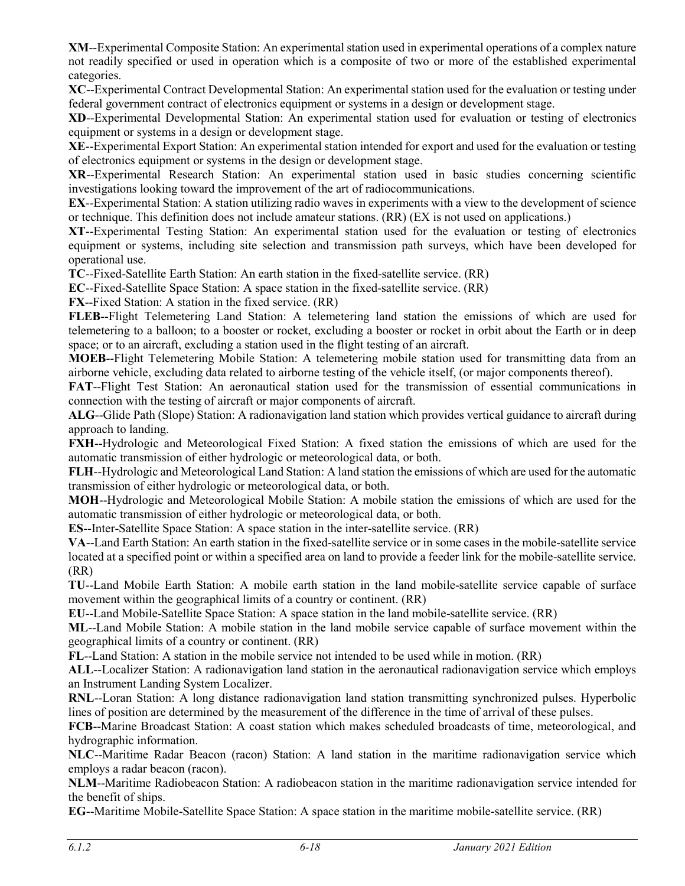**XM**--Experimental Composite Station: An experimental station used in experimental operations of a complex nature not readily specified or used in operation which is a composite of two or more of the established experimental categories.

**XC**--Experimental Contract Developmental Station: An experimental station used for the evaluation or testing under federal government contract of electronics equipment or systems in a design or development stage.

**XD**--Experimental Developmental Station: An experimental station used for evaluation or testing of electronics equipment or systems in a design or development stage.

**XE**--Experimental Export Station: An experimental station intended for export and used for the evaluation or testing of electronics equipment or systems in the design or development stage.

**XR**--Experimental Research Station: An experimental station used in basic studies concerning scientific investigations looking toward the improvement of the art of radiocommunications.

**EX**--Experimental Station: A station utilizing radio waves in experiments with a view to the development of science or technique. This definition does not include amateur stations. (RR) (EX is not used on applications.)

**XT**--Experimental Testing Station: An experimental station used for the evaluation or testing of electronics equipment or systems, including site selection and transmission path surveys, which have been developed for operational use.

**TC**--Fixed-Satellite Earth Station: An earth station in the fixed-satellite service. (RR)

**EC**--Fixed-Satellite Space Station: A space station in the fixed-satellite service. (RR)

**FX**--Fixed Station: A station in the fixed service. (RR)

**FLEB**--Flight Telemetering Land Station: A telemetering land station the emissions of which are used for telemetering to a balloon; to a booster or rocket, excluding a booster or rocket in orbit about the Earth or in deep space; or to an aircraft, excluding a station used in the flight testing of an aircraft.

**MOEB**--Flight Telemetering Mobile Station: A telemetering mobile station used for transmitting data from an airborne vehicle, excluding data related to airborne testing of the vehicle itself, (or major components thereof).

**FAT**--Flight Test Station: An aeronautical station used for the transmission of essential communications in connection with the testing of aircraft or major components of aircraft.

**ALG**--Glide Path (Slope) Station: A radionavigation land station which provides vertical guidance to aircraft during approach to landing.

**FXH**--Hydrologic and Meteorological Fixed Station: A fixed station the emissions of which are used for the automatic transmission of either hydrologic or meteorological data, or both.

**FLH**--Hydrologic and Meteorological Land Station: A land station the emissions of which are used for the automatic transmission of either hydrologic or meteorological data, or both.

**MOH**--Hydrologic and Meteorological Mobile Station: A mobile station the emissions of which are used for the automatic transmission of either hydrologic or meteorological data, or both.

**ES**--Inter-Satellite Space Station: A space station in the inter-satellite service. (RR)

**VA**--Land Earth Station: An earth station in the fixed-satellite service or in some cases in the mobile-satellite service located at a specified point or within a specified area on land to provide a feeder link for the mobile-satellite service. (RR)

**TU**--Land Mobile Earth Station: A mobile earth station in the land mobile-satellite service capable of surface movement within the geographical limits of a country or continent. (RR)

**EU**--Land Mobile-Satellite Space Station: A space station in the land mobile-satellite service. (RR)

**ML**--Land Mobile Station: A mobile station in the land mobile service capable of surface movement within the geographical limits of a country or continent. (RR)

**FL**--Land Station: A station in the mobile service not intended to be used while in motion. (RR)

**ALL**--Localizer Station: A radionavigation land station in the aeronautical radionavigation service which employs an Instrument Landing System Localizer.

**RNL**--Loran Station: A long distance radionavigation land station transmitting synchronized pulses. Hyperbolic lines of position are determined by the measurement of the difference in the time of arrival of these pulses.

**FCB**--Marine Broadcast Station: A coast station which makes scheduled broadcasts of time, meteorological, and hydrographic information.

**NLC**--Maritime Radar Beacon (racon) Station: A land station in the maritime radionavigation service which employs a radar beacon (racon).

**NLM**--Maritime Radiobeacon Station: A radiobeacon station in the maritime radionavigation service intended for the benefit of ships.

**EG**--Maritime Mobile-Satellite Space Station: A space station in the maritime mobile-satellite service. (RR)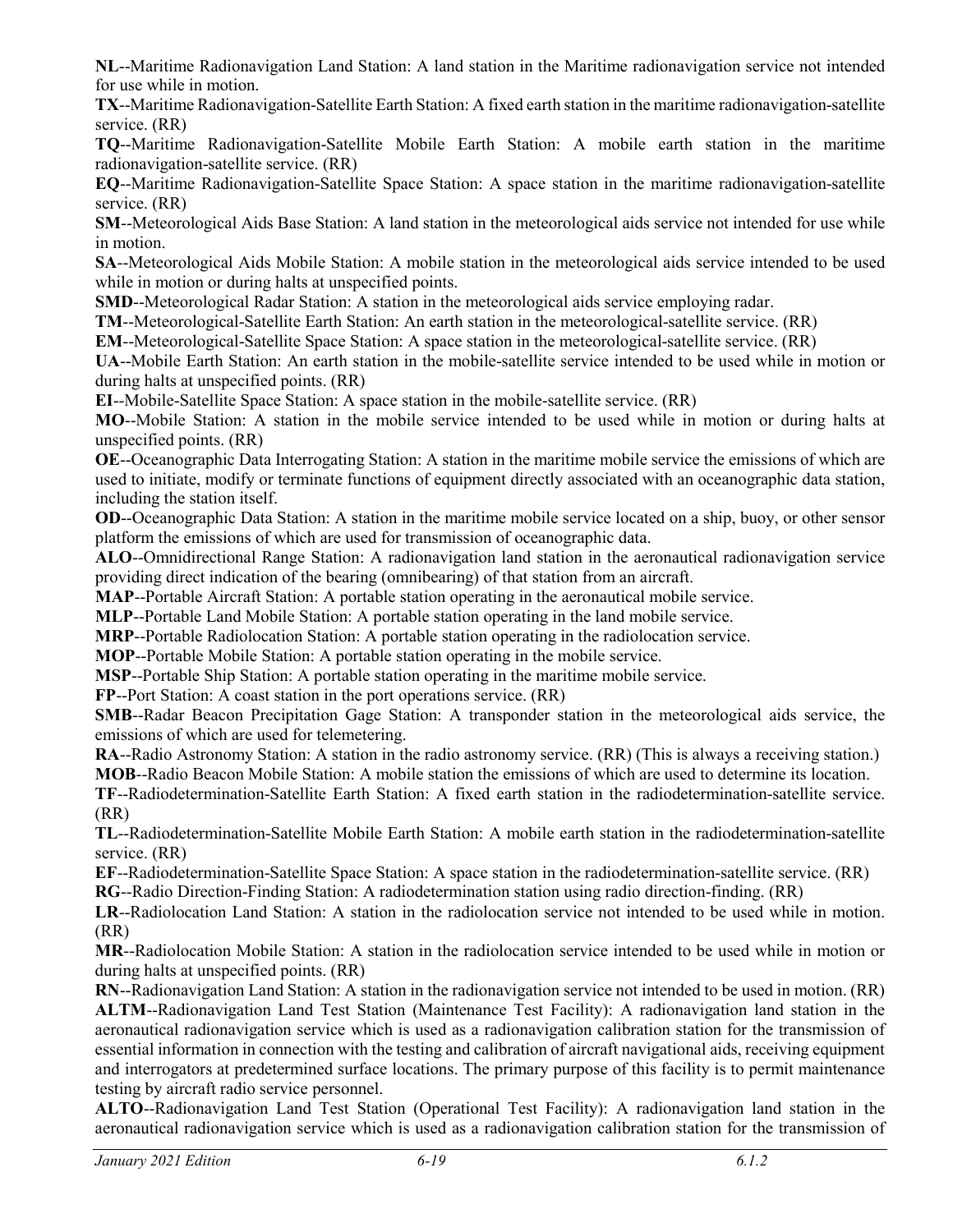**NL**--Maritime Radionavigation Land Station: A land station in the Maritime radionavigation service not intended for use while in motion.

**TX**--Maritime Radionavigation-Satellite Earth Station: A fixed earth station in the maritime radionavigation-satellite service. (RR)

**TQ**--Maritime Radionavigation-Satellite Mobile Earth Station: A mobile earth station in the maritime radionavigation-satellite service. (RR)

**EQ**--Maritime Radionavigation-Satellite Space Station: A space station in the maritime radionavigation-satellite service. (RR)

**SM**--Meteorological Aids Base Station: A land station in the meteorological aids service not intended for use while in motion.

**SA**--Meteorological Aids Mobile Station: A mobile station in the meteorological aids service intended to be used while in motion or during halts at unspecified points.

**SMD**--Meteorological Radar Station: A station in the meteorological aids service employing radar.

**TM**--Meteorological-Satellite Earth Station: An earth station in the meteorological-satellite service. (RR)

**EM**--Meteorological-Satellite Space Station: A space station in the meteorological-satellite service. (RR)

**UA**--Mobile Earth Station: An earth station in the mobile-satellite service intended to be used while in motion or during halts at unspecified points. (RR)

**EI**--Mobile-Satellite Space Station: A space station in the mobile-satellite service. (RR)

**MO**--Mobile Station: A station in the mobile service intended to be used while in motion or during halts at unspecified points. (RR)

**OE**--Oceanographic Data Interrogating Station: A station in the maritime mobile service the emissions of which are used to initiate, modify or terminate functions of equipment directly associated with an oceanographic data station, including the station itself.

**OD**--Oceanographic Data Station: A station in the maritime mobile service located on a ship, buoy, or other sensor platform the emissions of which are used for transmission of oceanographic data.

**ALO**--Omnidirectional Range Station: A radionavigation land station in the aeronautical radionavigation service providing direct indication of the bearing (omnibearing) of that station from an aircraft.

**MAP**--Portable Aircraft Station: A portable station operating in the aeronautical mobile service.

**MLP**--Portable Land Mobile Station: A portable station operating in the land mobile service.

**MRP**--Portable Radiolocation Station: A portable station operating in the radiolocation service.

**MOP**--Portable Mobile Station: A portable station operating in the mobile service.

**MSP**--Portable Ship Station: A portable station operating in the maritime mobile service.

**FP**--Port Station: A coast station in the port operations service. (RR)

**SMB**--Radar Beacon Precipitation Gage Station: A transponder station in the meteorological aids service, the emissions of which are used for telemetering.

**RA**--Radio Astronomy Station: A station in the radio astronomy service. (RR) (This is always a receiving station.)

**MOB**--Radio Beacon Mobile Station: A mobile station the emissions of which are used to determine its location.

**TF**--Radiodetermination-Satellite Earth Station: A fixed earth station in the radiodetermination-satellite service. (RR)

**TL**--Radiodetermination-Satellite Mobile Earth Station: A mobile earth station in the radiodetermination-satellite service. (RR)

**EF**--Radiodetermination-Satellite Space Station: A space station in the radiodetermination-satellite service. (RR)

**RG**--Radio Direction-Finding Station: A radiodetermination station using radio direction-finding. (RR)

**LR**--Radiolocation Land Station: A station in the radiolocation service not intended to be used while in motion. (RR)

**MR**--Radiolocation Mobile Station: A station in the radiolocation service intended to be used while in motion or during halts at unspecified points. (RR)

**RN**--Radionavigation Land Station: A station in the radionavigation service not intended to be used in motion. (RR)

**ALTM**--Radionavigation Land Test Station (Maintenance Test Facility): A radionavigation land station in the aeronautical radionavigation service which is used as a radionavigation calibration station for the transmission of essential information in connection with the testing and calibration of aircraft navigational aids, receiving equipment and interrogators at predetermined surface locations. The primary purpose of this facility is to permit maintenance testing by aircraft radio service personnel.

**ALTO**--Radionavigation Land Test Station (Operational Test Facility): A radionavigation land station in the aeronautical radionavigation service which is used as a radionavigation calibration station for the transmission of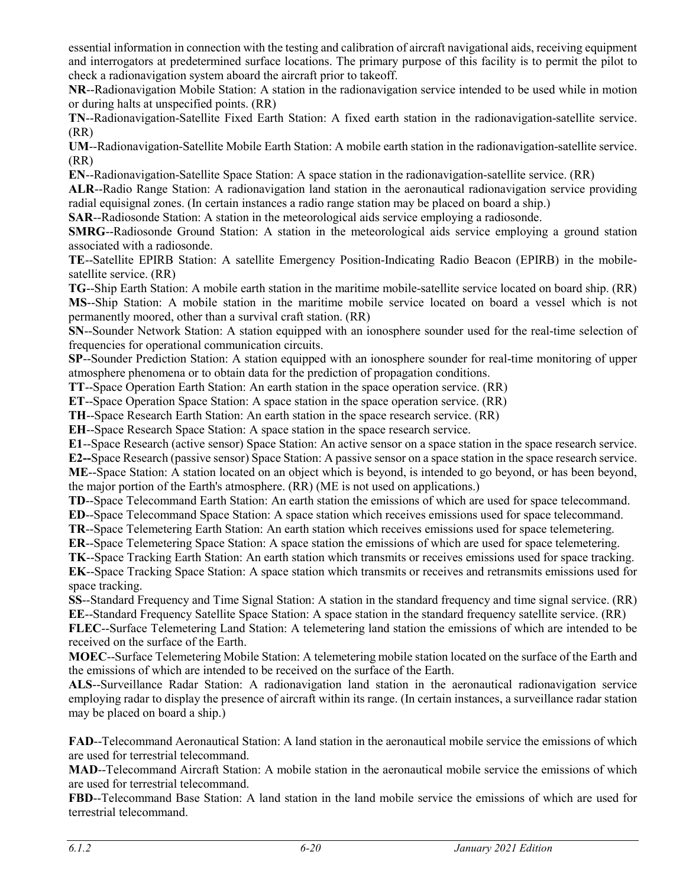essential information in connection with the testing and calibration of aircraft navigational aids, receiving equipment and interrogators at predetermined surface locations. The primary purpose of this facility is to permit the pilot to check a radionavigation system aboard the aircraft prior to takeoff.

**NR**--Radionavigation Mobile Station: A station in the radionavigation service intended to be used while in motion or during halts at unspecified points. (RR)

**TN**--Radionavigation-Satellite Fixed Earth Station: A fixed earth station in the radionavigation-satellite service. (RR)

**UM**--Radionavigation-Satellite Mobile Earth Station: A mobile earth station in the radionavigation-satellite service. (RR)

**EN**--Radionavigation-Satellite Space Station: A space station in the radionavigation-satellite service. (RR)

**ALR**--Radio Range Station: A radionavigation land station in the aeronautical radionavigation service providing radial equisignal zones. (In certain instances a radio range station may be placed on board a ship.)

**SAR**--Radiosonde Station: A station in the meteorological aids service employing a radiosonde.

**SMRG**--Radiosonde Ground Station: A station in the meteorological aids service employing a ground station associated with a radiosonde.

**TE**--Satellite EPIRB Station: A satellite Emergency Position-Indicating Radio Beacon (EPIRB) in the mobile-satellite service. (RR)

**TG**--Ship Earth Station: A mobile earth station in the maritime mobile-satellite service located on board ship. (RR)

**MS**--Ship Station: A mobile station in the maritime mobile service located on board a vessel which is not permanently moored, other than a survival craft station. (RR)

**SN**--Sounder Network Station: A station equipped with an ionosphere sounder used for the real-time selection of frequencies for operational communication circuits.

**SP**--Sounder Prediction Station: A station equipped with an ionosphere sounder for real-time monitoring of upper atmosphere phenomena or to obtain data for the prediction of propagation conditions.

**TT**--Space Operation Earth Station: An earth station in the space operation service. (RR)

**ET**--Space Operation Space Station: A space station in the space operation service. (RR)

**TH**--Space Research Earth Station: An earth station in the space research service. (RR)

**EH**--Space Research Space Station: A space station in the space research service.

**E1**--Space Research (active sensor) Space Station: An active sensor on a space station in the space research service.

**E2--**Space Research (passive sensor) Space Station: A passive sensor on a space station in the space research service.

**ME**--Space Station: A station located on an object which is beyond, is intended to go beyond, or has been beyond, the major portion of the Earth's atmosphere. (RR) (ME is not used on applications.)

**TD**--Space Telecommand Earth Station: An earth station the emissions of which are used for space telecommand.

**ED**--Space Telecommand Space Station: A space station which receives emissions used for space telecommand.

**TR**--Space Telemetering Earth Station: An earth station which receives emissions used for space telemetering.

**ER**--Space Telemetering Space Station: A space station the emissions of which are used for space telemetering.

**TK**--Space Tracking Earth Station: An earth station which transmits or receives emissions used for space tracking.

**EK**--Space Tracking Space Station: A space station which transmits or receives and retransmits emissions used for space tracking.

**SS**--Standard Frequency and Time Signal Station: A station in the standard frequency and time signal service. (RR)

**EE**--Standard Frequency Satellite Space Station: A space station in the standard frequency satellite service. (RR)

**FLEC**--Surface Telemetering Land Station: A telemetering land station the emissions of which are intended to be received on the surface of the Earth.

**MOEC**--Surface Telemetering Mobile Station: A telemetering mobile station located on the surface of the Earth and the emissions of which are intended to be received on the surface of the Earth.

**ALS**--Surveillance Radar Station: A radionavigation land station in the aeronautical radionavigation service employing radar to display the presence of aircraft within its range. (In certain instances, a surveillance radar station may be placed on board a ship.)

**FAD**--Telecommand Aeronautical Station: A land station in the aeronautical mobile service the emissions of which are used for terrestrial telecommand.

**MAD**--Telecommand Aircraft Station: A mobile station in the aeronautical mobile service the emissions of which are used for terrestrial telecommand.

**FBD**--Telecommand Base Station: A land station in the land mobile service the emissions of which are used for terrestrial telecommand.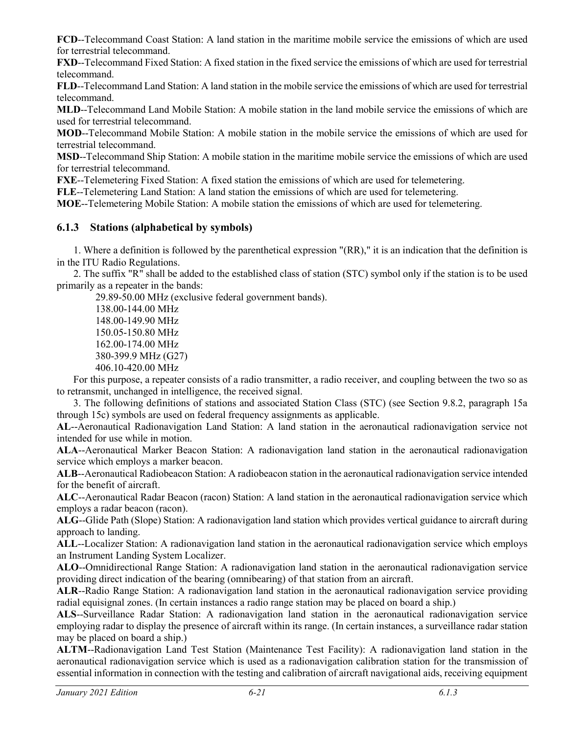**FCD**--Telecommand Coast Station: A land station in the maritime mobile service the emissions of which are used for terrestrial telecommand.

**FXD**--Telecommand Fixed Station: A fixed station in the fixed service the emissions of which are used for terrestrial telecommand.

**FLD**--Telecommand Land Station: A land station in the mobile service the emissions of which are used for terrestrial telecommand.

**MLD**--Telecommand Land Mobile Station: A mobile station in the land mobile service the emissions of which are used for terrestrial telecommand.

**MOD**--Telecommand Mobile Station: A mobile station in the mobile service the emissions of which are used for terrestrial telecommand.

**MSD**--Telecommand Ship Station: A mobile station in the maritime mobile service the emissions of which are used for terrestrial telecommand.

**FXE**--Telemetering Fixed Station: A fixed station the emissions of which are used for telemetering.

**FLE**--Telemetering Land Station: A land station the emissions of which are used for telemetering.

**MOE**--Telemetering Mobile Station: A mobile station the emissions of which are used for telemetering.

### 6.1.3 Stations (alphabetical by symbols)

1. Where a definition is followed by the parenthetical expression "(RR)," it is an indication that the definition is in the ITU Radio Regulations.

2. The suffix "R" shall be added to the established class of station (STC) symbol only if the station is to be used primarily as a repeater in the bands:

29.89-50.00 MHz (exclusive federal government bands).
138.00-144.00 MHz
148.00-149.90 MHz
150.05-150.80 MHz
162.00-174.00 MHz
380-399.9 MHz (G27)
406.10-420.00 MHz

For this purpose, a repeater consists of a radio transmitter, a radio receiver, and coupling between the two so as to retransmit, unchanged in intelligence, the received signal.

3. The following definitions of stations and associated Station Class (STC) (see Section 9.8.2, paragraph 15a through 15c) symbols are used on federal frequency assignments as applicable.

**AL**--Aeronautical Radionavigation Land Station: A land station in the aeronautical radionavigation service not intended for use while in motion.

**ALA**--Aeronautical Marker Beacon Station: A radionavigation land station in the aeronautical radionavigation service which employs a marker beacon.

**ALB**--Aeronautical Radiobeacon Station: A radiobeacon station in the aeronautical radionavigation service intended for the benefit of aircraft.

**ALC**--Aeronautical Radar Beacon (racon) Station: A land station in the aeronautical radionavigation service which employs a radar beacon (racon).

**ALG**--Glide Path (Slope) Station: A radionavigation land station which provides vertical guidance to aircraft during approach to landing.

**ALL**--Localizer Station: A radionavigation land station in the aeronautical radionavigation service which employs an Instrument Landing System Localizer.

**ALO**--Omnidirectional Range Station: A radionavigation land station in the aeronautical radionavigation service providing direct indication of the bearing (omnibearing) of that station from an aircraft.

**ALR**--Radio Range Station: A radionavigation land station in the aeronautical radionavigation service providing radial equisignal zones. (In certain instances a radio range station may be placed on board a ship.)

**ALS**--Surveillance Radar Station: A radionavigation land station in the aeronautical radionavigation service employing radar to display the presence of aircraft within its range. (In certain instances, a surveillance radar station may be placed on board a ship.)

**ALTM**--Radionavigation Land Test Station (Maintenance Test Facility): A radionavigation land station in the aeronautical radionavigation service which is used as a radionavigation calibration station for the transmission of essential information in connection with the testing and calibration of aircraft navigational aids, receiving equipment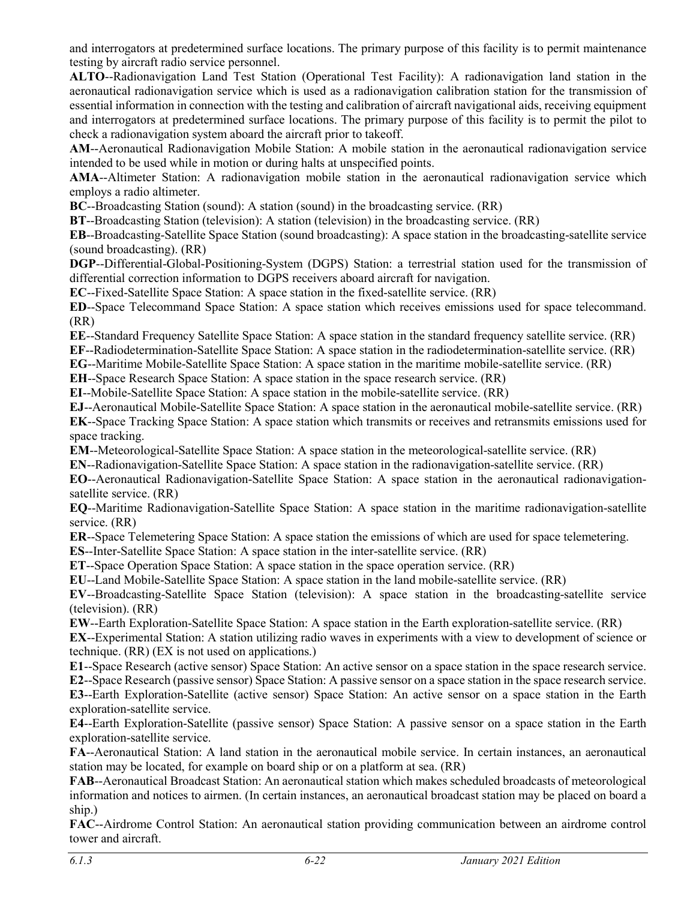and interrogators at predetermined surface locations. The primary purpose of this facility is to permit maintenance testing by aircraft radio service personnel.

**ALTO**--Radionavigation Land Test Station (Operational Test Facility): A radionavigation land station in the aeronautical radionavigation service which is used as a radionavigation calibration station for the transmission of essential information in connection with the testing and calibration of aircraft navigational aids, receiving equipment and interrogators at predetermined surface locations. The primary purpose of this facility is to permit the pilot to check a radionavigation system aboard the aircraft prior to takeoff.

**AM**--Aeronautical Radionavigation Mobile Station: A mobile station in the aeronautical radionavigation service intended to be used while in motion or during halts at unspecified points.

**AMA**--Altimeter Station: A radionavigation mobile station in the aeronautical radionavigation service which employs a radio altimeter.

**BC**--Broadcasting Station (sound): A station (sound) in the broadcasting service. (RR)

**BT**--Broadcasting Station (television): A station (television) in the broadcasting service. (RR)

**EB**--Broadcasting-Satellite Space Station (sound broadcasting): A space station in the broadcasting-satellite service (sound broadcasting). (RR)

**DGP**--Differential-Global-Positioning-System (DGPS) Station: a terrestrial station used for the transmission of differential correction information to DGPS receivers aboard aircraft for navigation.

**EC**--Fixed-Satellite Space Station: A space station in the fixed-satellite service. (RR)

**ED**--Space Telecommand Space Station: A space station which receives emissions used for space telecommand. (RR)

**EE**--Standard Frequency Satellite Space Station: A space station in the standard frequency satellite service. (RR)

**EF**--Radiodetermination-Satellite Space Station: A space station in the radiodetermination-satellite service. (RR)

**EG**--Maritime Mobile-Satellite Space Station: A space station in the maritime mobile-satellite service. (RR)

**EH**--Space Research Space Station: A space station in the space research service. (RR)

**EI**--Mobile-Satellite Space Station: A space station in the mobile-satellite service. (RR)

**EJ**--Aeronautical Mobile-Satellite Space Station: A space station in the aeronautical mobile-satellite service. (RR)

**EK**--Space Tracking Space Station: A space station which transmits or receives and retransmits emissions used for space tracking.

**EM**--Meteorological-Satellite Space Station: A space station in the meteorological-satellite service. (RR)

**EN**--Radionavigation-Satellite Space Station: A space station in the radionavigation-satellite service. (RR)

**EO**--Aeronautical Radionavigation-Satellite Space Station: A space station in the aeronautical radionavigation-satellite service. (RR)

**EQ**--Maritime Radionavigation-Satellite Space Station: A space station in the maritime radionavigation-satellite service. (RR)

**ER**--Space Telemetering Space Station: A space station the emissions of which are used for space telemetering.

**ES**--Inter-Satellite Space Station: A space station in the inter-satellite service. (RR)

**ET**--Space Operation Space Station: A space station in the space operation service. (RR)

**EU**--Land Mobile-Satellite Space Station: A space station in the land mobile-satellite service. (RR)

**EV**--Broadcasting-Satellite Space Station (television): A space station in the broadcasting-satellite service (television). (RR)

**EW**--Earth Exploration-Satellite Space Station: A space station in the Earth exploration-satellite service. (RR)

**EX**--Experimental Station: A station utilizing radio waves in experiments with a view to development of science or technique. (RR) (EX is not used on applications.)

**E1**--Space Research (active sensor) Space Station: An active sensor on a space station in the space research service.

**E2**--Space Research (passive sensor) Space Station: A passive sensor on a space station in the space research service.

**E3**--Earth Exploration-Satellite (active sensor) Space Station: An active sensor on a space station in the Earth exploration-satellite service.

**E4**--Earth Exploration-Satellite (passive sensor) Space Station: A passive sensor on a space station in the Earth exploration-satellite service.

**FA**--Aeronautical Station: A land station in the aeronautical mobile service. In certain instances, an aeronautical station may be located, for example on board ship or on a platform at sea. (RR)

**FAB**--Aeronautical Broadcast Station: An aeronautical station which makes scheduled broadcasts of meteorological information and notices to airmen. (In certain instances, an aeronautical broadcast station may be placed on board a ship.)

**FAC**--Airdrome Control Station: An aeronautical station providing communication between an airdrome control tower and aircraft.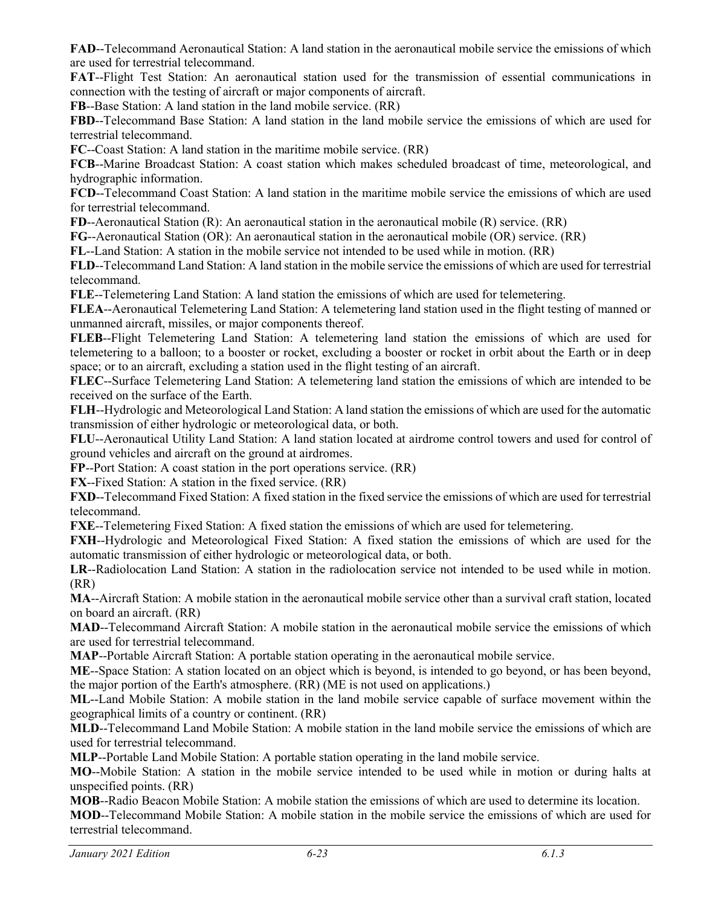**FAD**--Telecommand Aeronautical Station: A land station in the aeronautical mobile service the emissions of which are used for terrestrial telecommand.

**FAT**--Flight Test Station: An aeronautical station used for the transmission of essential communications in connection with the testing of aircraft or major components of aircraft.

**FB**--Base Station: A land station in the land mobile service. (RR)

**FBD**--Telecommand Base Station: A land station in the land mobile service the emissions of which are used for terrestrial telecommand.

**FC**--Coast Station: A land station in the maritime mobile service. (RR)

**FCB**--Marine Broadcast Station: A coast station which makes scheduled broadcast of time, meteorological, and hydrographic information.

**FCD**--Telecommand Coast Station: A land station in the maritime mobile service the emissions of which are used for terrestrial telecommand.

**FD**--Aeronautical Station (R): An aeronautical station in the aeronautical mobile (R) service. (RR)

**FG**--Aeronautical Station (OR): An aeronautical station in the aeronautical mobile (OR) service. (RR)

**FL**--Land Station: A station in the mobile service not intended to be used while in motion. (RR)

**FLD**--Telecommand Land Station: A land station in the mobile service the emissions of which are used for terrestrial telecommand.

**FLE**--Telemetering Land Station: A land station the emissions of which are used for telemetering.

**FLEA**--Aeronautical Telemetering Land Station: A telemetering land station used in the flight testing of manned or unmanned aircraft, missiles, or major components thereof.

**FLEB**--Flight Telemetering Land Station: A telemetering land station the emissions of which are used for telemetering to a balloon; to a booster or rocket, excluding a booster or rocket in orbit about the Earth or in deep space; or to an aircraft, excluding a station used in the flight testing of an aircraft.

**FLEC**--Surface Telemetering Land Station: A telemetering land station the emissions of which are intended to be received on the surface of the Earth.

**FLH**--Hydrologic and Meteorological Land Station: A land station the emissions of which are used for the automatic transmission of either hydrologic or meteorological data, or both.

**FLU**--Aeronautical Utility Land Station: A land station located at airdrome control towers and used for control of ground vehicles and aircraft on the ground at airdromes.

**FP**--Port Station: A coast station in the port operations service. (RR)

**FX**--Fixed Station: A station in the fixed service. (RR)

**FXD**--Telecommand Fixed Station: A fixed station in the fixed service the emissions of which are used for terrestrial telecommand.

**FXE**--Telemetering Fixed Station: A fixed station the emissions of which are used for telemetering.

**FXH**--Hydrologic and Meteorological Fixed Station: A fixed station the emissions of which are used for the automatic transmission of either hydrologic or meteorological data, or both.

**LR**--Radiolocation Land Station: A station in the radiolocation service not intended to be used while in motion. (RR)

**MA**--Aircraft Station: A mobile station in the aeronautical mobile service other than a survival craft station, located on board an aircraft. (RR)

**MAD**--Telecommand Aircraft Station: A mobile station in the aeronautical mobile service the emissions of which are used for terrestrial telecommand.

**MAP**--Portable Aircraft Station: A portable station operating in the aeronautical mobile service.

**ME**--Space Station: A station located on an object which is beyond, is intended to go beyond, or has been beyond, the major portion of the Earth's atmosphere. (RR) (ME is not used on applications.)

**ML**--Land Mobile Station: A mobile station in the land mobile service capable of surface movement within the geographical limits of a country or continent. (RR)

**MLD**--Telecommand Land Mobile Station: A mobile station in the land mobile service the emissions of which are used for terrestrial telecommand.

**MLP**--Portable Land Mobile Station: A portable station operating in the land mobile service.

**MO**--Mobile Station: A station in the mobile service intended to be used while in motion or during halts at unspecified points. (RR)

**MOB**--Radio Beacon Mobile Station: A mobile station the emissions of which are used to determine its location.

**MOD**--Telecommand Mobile Station: A mobile station in the mobile service the emissions of which are used for terrestrial telecommand.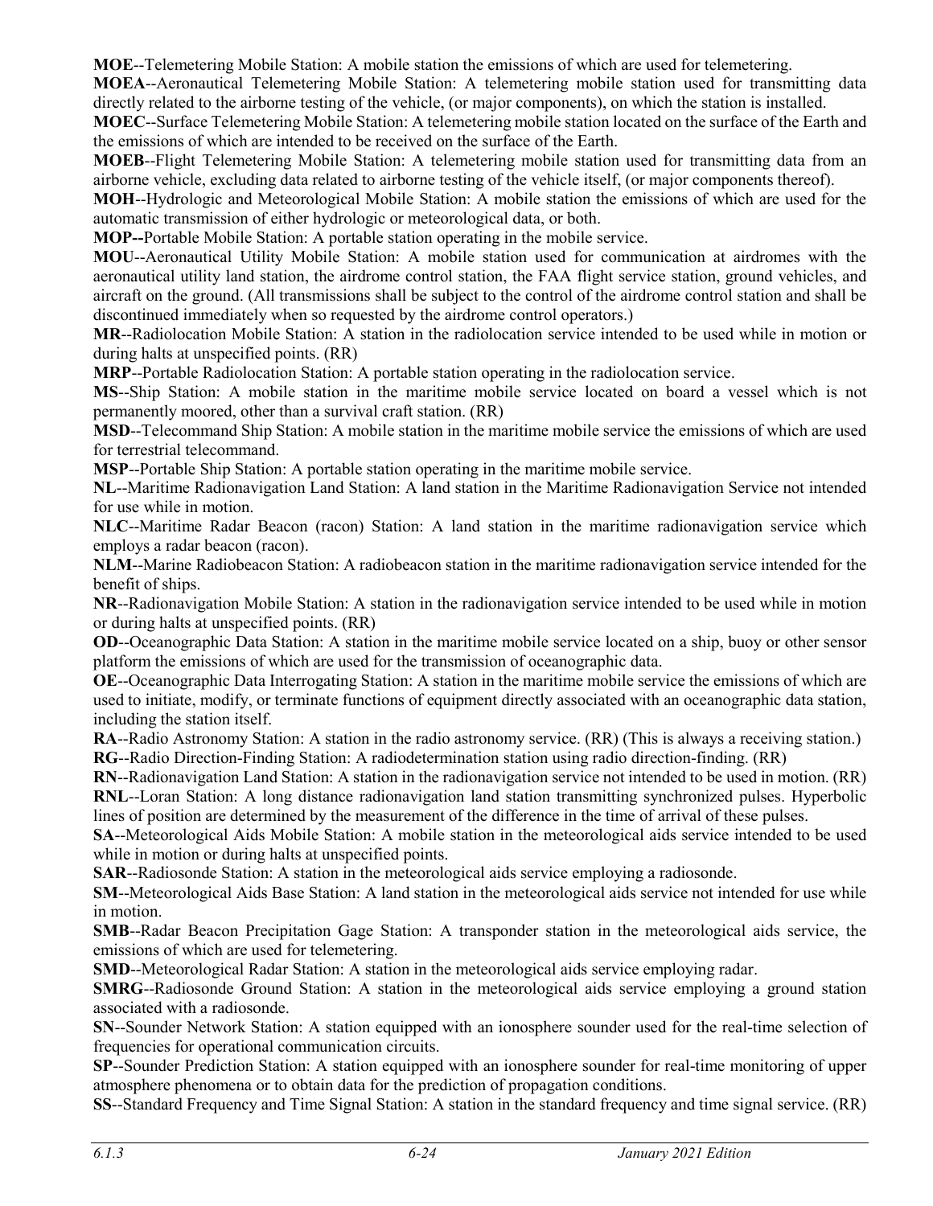**MOE**--Telemetering Mobile Station: A mobile station the emissions of which are used for telemetering.

**MOEA**--Aeronautical Telemetering Mobile Station: A telemetering mobile station used for transmitting data directly related to the airborne testing of the vehicle, (or major components), on which the station is installed.

**MOEC**--Surface Telemetering Mobile Station: A telemetering mobile station located on the surface of the Earth and the emissions of which are intended to be received on the surface of the Earth.

**MOEB**--Flight Telemetering Mobile Station: A telemetering mobile station used for transmitting data from an airborne vehicle, excluding data related to airborne testing of the vehicle itself, (or major components thereof).

**MOH**--Hydrologic and Meteorological Mobile Station: A mobile station the emissions of which are used for the automatic transmission of either hydrologic or meteorological data, or both.

**MOP--**Portable Mobile Station: A portable station operating in the mobile service.

**MOU**--Aeronautical Utility Mobile Station: A mobile station used for communication at airdromes with the aeronautical utility land station, the airdrome control station, the FAA flight service station, ground vehicles, and aircraft on the ground. (All transmissions shall be subject to the control of the airdrome control station and shall be discontinued immediately when so requested by the airdrome control operators.)

**MR**--Radiolocation Mobile Station: A station in the radiolocation service intended to be used while in motion or during halts at unspecified points. (RR)

**MRP**--Portable Radiolocation Station: A portable station operating in the radiolocation service.

**MS**--Ship Station: A mobile station in the maritime mobile service located on board a vessel which is not permanently moored, other than a survival craft station. (RR)

**MSD**--Telecommand Ship Station: A mobile station in the maritime mobile service the emissions of which are used for terrestrial telecommand.

**MSP**--Portable Ship Station: A portable station operating in the maritime mobile service.

**NL**--Maritime Radionavigation Land Station: A land station in the Maritime Radionavigation Service not intended for use while in motion.

**NLC**--Maritime Radar Beacon (racon) Station: A land station in the maritime radionavigation service which employs a radar beacon (racon).

**NLM**--Marine Radiobeacon Station: A radiobeacon station in the maritime radionavigation service intended for the benefit of ships.

**NR**--Radionavigation Mobile Station: A station in the radionavigation service intended to be used while in motion or during halts at unspecified points. (RR)

**OD**--Oceanographic Data Station: A station in the maritime mobile service located on a ship, buoy or other sensor platform the emissions of which are used for the transmission of oceanographic data.

**OE**--Oceanographic Data Interrogating Station: A station in the maritime mobile service the emissions of which are used to initiate, modify, or terminate functions of equipment directly associated with an oceanographic data station, including the station itself.

**RA**--Radio Astronomy Station: A station in the radio astronomy service. (RR) (This is always a receiving station.)

**RG**--Radio Direction-Finding Station: A radiodetermination station using radio direction-finding. (RR)

**RN**--Radionavigation Land Station: A station in the radionavigation service not intended to be used in motion. (RR)

**RNL**--Loran Station: A long distance radionavigation land station transmitting synchronized pulses. Hyperbolic lines of position are determined by the measurement of the difference in the time of arrival of these pulses.

**SA**--Meteorological Aids Mobile Station: A mobile station in the meteorological aids service intended to be used while in motion or during halts at unspecified points.

**SAR**--Radiosonde Station: A station in the meteorological aids service employing a radiosonde.

**SM**--Meteorological Aids Base Station: A land station in the meteorological aids service not intended for use while in motion.

**SMB**--Radar Beacon Precipitation Gage Station: A transponder station in the meteorological aids service, the emissions of which are used for telemetering.

**SMD**--Meteorological Radar Station: A station in the meteorological aids service employing radar.

**SMRG**--Radiosonde Ground Station: A station in the meteorological aids service employing a ground station associated with a radiosonde.

**SN**--Sounder Network Station: A station equipped with an ionosphere sounder used for the real-time selection of frequencies for operational communication circuits.

**SP**--Sounder Prediction Station: A station equipped with an ionosphere sounder for real-time monitoring of upper atmosphere phenomena or to obtain data for the prediction of propagation conditions.

**SS**--Standard Frequency and Time Signal Station: A station in the standard frequency and time signal service. (RR)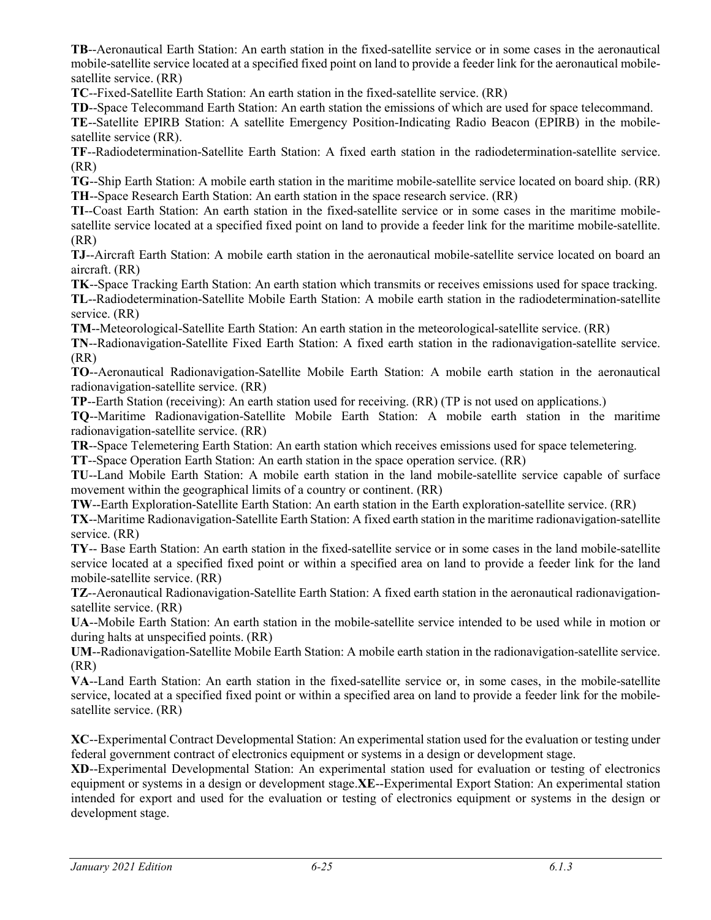**TB**--Aeronautical Earth Station: An earth station in the fixed-satellite service or in some cases in the aeronautical mobile-satellite service located at a specified fixed point on land to provide a feeder link for the aeronautical mobile-satellite service. (RR)

**TC**--Fixed-Satellite Earth Station: An earth station in the fixed-satellite service. (RR)

**TD**--Space Telecommand Earth Station: An earth station the emissions of which are used for space telecommand.

**TE**--Satellite EPIRB Station: A satellite Emergency Position-Indicating Radio Beacon (EPIRB) in the mobile-satellite service (RR).

**TF**--Radiodetermination-Satellite Earth Station: A fixed earth station in the radiodetermination-satellite service. (RR)

**TG**--Ship Earth Station: A mobile earth station in the maritime mobile-satellite service located on board ship. (RR)

**TH**--Space Research Earth Station: An earth station in the space research service. (RR)

**TI**--Coast Earth Station: An earth station in the fixed-satellite service or in some cases in the maritime mobile-satellite service located at a specified fixed point on land to provide a feeder link for the maritime mobile-satellite. (RR)

**TJ**--Aircraft Earth Station: A mobile earth station in the aeronautical mobile-satellite service located on board an aircraft. (RR)

**TK**--Space Tracking Earth Station: An earth station which transmits or receives emissions used for space tracking.

**TL**--Radiodetermination-Satellite Mobile Earth Station: A mobile earth station in the radiodetermination-satellite service. (RR)

**TM**--Meteorological-Satellite Earth Station: An earth station in the meteorological-satellite service. (RR)

**TN**--Radionavigation-Satellite Fixed Earth Station: A fixed earth station in the radionavigation-satellite service. (RR)

**TO**--Aeronautical Radionavigation-Satellite Mobile Earth Station: A mobile earth station in the aeronautical radionavigation-satellite service. (RR)

**TP**--Earth Station (receiving): An earth station used for receiving. (RR) (TP is not used on applications.)

**TQ**--Maritime Radionavigation-Satellite Mobile Earth Station: A mobile earth station in the maritime radionavigation-satellite service. (RR)

**TR**--Space Telemetering Earth Station: An earth station which receives emissions used for space telemetering.

**TT**--Space Operation Earth Station: An earth station in the space operation service. (RR)

**TU**--Land Mobile Earth Station: A mobile earth station in the land mobile-satellite service capable of surface movement within the geographical limits of a country or continent. (RR)

**TW**--Earth Exploration-Satellite Earth Station: An earth station in the Earth exploration-satellite service. (RR)

**TX**--Maritime Radionavigation-Satellite Earth Station: A fixed earth station in the maritime radionavigation-satellite service. (RR)

**TY**-- Base Earth Station: An earth station in the fixed-satellite service or in some cases in the land mobile-satellite service located at a specified fixed point or within a specified area on land to provide a feeder link for the land mobile-satellite service. (RR)

**TZ**--Aeronautical Radionavigation-Satellite Earth Station: A fixed earth station in the aeronautical radionavigation-satellite service. (RR)

**UA**--Mobile Earth Station: An earth station in the mobile-satellite service intended to be used while in motion or during halts at unspecified points. (RR)

**UM**--Radionavigation-Satellite Mobile Earth Station: A mobile earth station in the radionavigation-satellite service. (RR)

**VA**--Land Earth Station: An earth station in the fixed-satellite service or, in some cases, in the mobile-satellite service, located at a specified fixed point or within a specified area on land to provide a feeder link for the mobile-satellite service. (RR)

**XC**--Experimental Contract Developmental Station: An experimental station used for the evaluation or testing under federal government contract of electronics equipment or systems in a design or development stage.

**XD**--Experimental Developmental Station: An experimental station used for evaluation or testing of electronics equipment or systems in a design or development stage.**XE**--Experimental Export Station: An experimental station intended for export and used for the evaluation or testing of electronics equipment or systems in the design or development stage.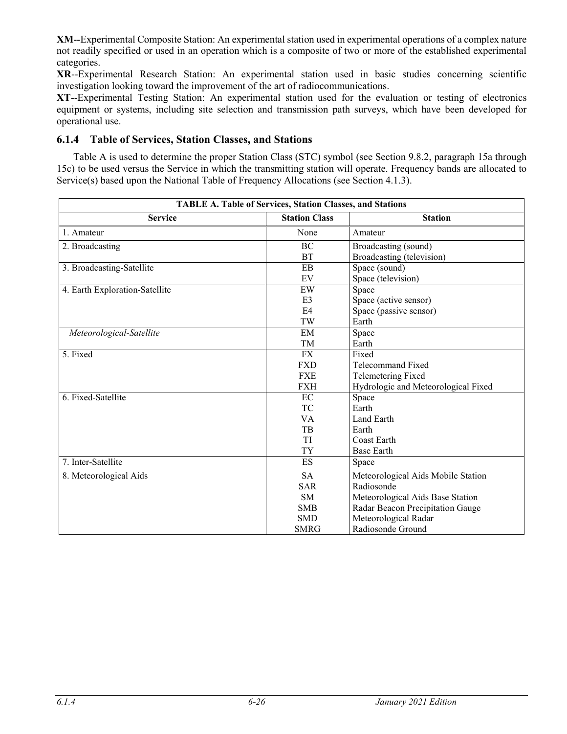**XM**--Experimental Composite Station: An experimental station used in experimental operations of a complex nature not readily specified or used in an operation which is a composite of two or more of the established experimental categories.

**XR**--Experimental Research Station: An experimental station used in basic studies concerning scientific investigation looking toward the improvement of the art of radiocommunications.

**XT**--Experimental Testing Station: An experimental station used for the evaluation or testing of electronics equipment or systems, including site selection and transmission path surveys, which have been developed for operational use.

### 6.1.4 Table of Services, Station Classes, and Stations

Table A is used to determine the proper Station Class (STC) symbol (see Section 9.8.2, paragraph 15a through 15c) to be used versus the Service in which the transmitting station will operate. Frequency bands are allocated to Service(s) based upon the National Table of Frequency Allocations (see Section 4.1.3).

**TABLE A. Table of Services, Station Classes, and Stations**

| Service | Station Class | Station |
|---|---|---|
| 1. Amateur | None | Amateur |
| 2. Broadcasting | BC | Broadcasting (sound) |
| | BT | Broadcasting (television) |
| 3. Broadcasting-Satellite | EB | Space (sound) |
| | EV | Space (television) |
| 4. Earth Exploration-Satellite | EW | Space |
| | E3 | Space (active sensor) |
| | E4 | Space (passive sensor) |
| | TW | Earth |
| *Meteorological-Satellite* | EM | Space |
| | TM | Earth |
| 5. Fixed | FX | Fixed |
| | FXD | Telecommand Fixed |
| | FXE | Telemetering Fixed |
| | FXH | Hydrologic and Meteorological Fixed |
| 6. Fixed-Satellite | EC | Space |
| | TC | Earth |
| | VA | Land Earth |
| | TB | Earth |
| | TI | Coast Earth |
| | TY | Base Earth |
| 7. Inter-Satellite | ES | Space |
| 8. Meteorological Aids | SA | Meteorological Aids Mobile Station |
| | SAR | Radiosonde |
| | SM | Meteorological Aids Base Station |
| | SMB | Radar Beacon Precipitation Gauge |
| | SMD | Meteorological Radar |
| | SMRG | Radiosonde Ground |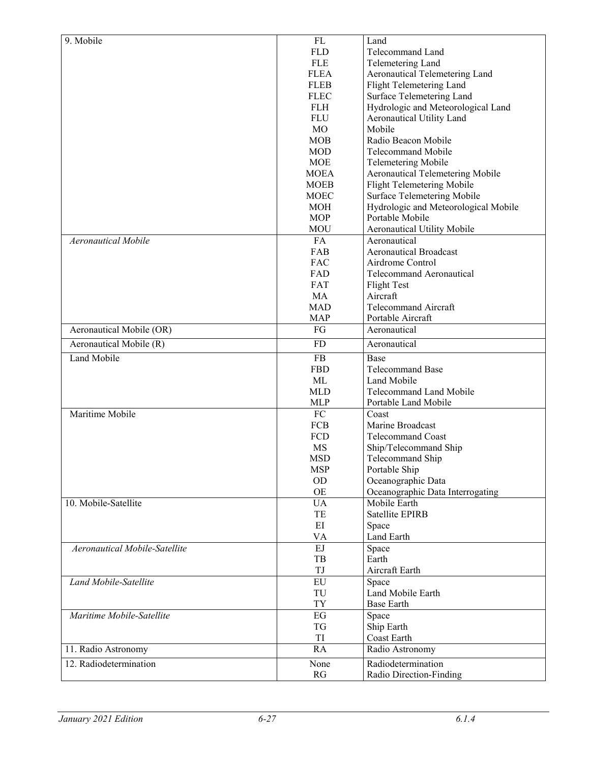| | | |
|---|---|---|
| 9. Mobile | FL | Land |
| | FLD | Telecommand Land |
| | FLE | Telemetering Land |
| | FLEA | Aeronautical Telemetering Land |
| | FLEB | Flight Telemetering Land |
| | FLEC | Surface Telemetering Land |
| | FLH | Hydrologic and Meteorological Land |
| | FLU | Aeronautical Utility Land |
| | MO | Mobile |
| | MOB | Radio Beacon Mobile |
| | MOD | Telecommand Mobile |
| | MOE | Telemetering Mobile |
| | MOEA | Aeronautical Telemetering Mobile |
| | MOEB | Flight Telemetering Mobile |
| | MOEC | Surface Telemetering Mobile |
| | MOH | Hydrologic and Meteorological Mobile |
| | MOP | Portable Mobile |
| | MOU | Aeronautical Utility Mobile |
| *Aeronautical Mobile* | FA | Aeronautical |
| | FAB | Aeronautical Broadcast |
| | FAC | Airdrome Control |
| | FAD | Telecommand Aeronautical |
| | FAT | Flight Test |
| | MA | Aircraft |
| | MAD | Telecommand Aircraft |
| | MAP | Portable Aircraft |
| Aeronautical Mobile (OR) | FG | Aeronautical |
| Aeronautical Mobile (R) | FD | Aeronautical |
| Land Mobile | FB | Base |
| | FBD | Telecommand Base |
| | ML | Land Mobile |
| | MLD | Telecommand Land Mobile |
| | MLP | Portable Land Mobile |
| Maritime Mobile | FC | Coast |
| | FCB | Marine Broadcast |
| | FCD | Telecommand Coast |
| | MS | Ship/Telecommand Ship |
| | MSD | Telecommand Ship |
| | MSP | Portable Ship |
| | OD | Oceanographic Data |
| | OE | Oceanographic Data Interrogating |
| 10. Mobile-Satellite | UA | Mobile Earth |
| | TE | Satellite EPIRB |
| | EI | Space |
| | VA | Land Earth |
| *Aeronautical Mobile-Satellite* | EJ | Space |
| | TB | Earth |
| | TJ | Aircraft Earth |
| *Land Mobile-Satellite* | EU | Space |
| | TU | Land Mobile Earth |
| | TY | Base Earth |
| *Maritime Mobile-Satellite* | EG | Space |
| | TG | Ship Earth |
| | TI | Coast Earth |
| 11. Radio Astronomy | RA | Radio Astronomy |
| 12. Radiodetermination | None | Radiodetermination |
| | RG | Radio Direction-Finding |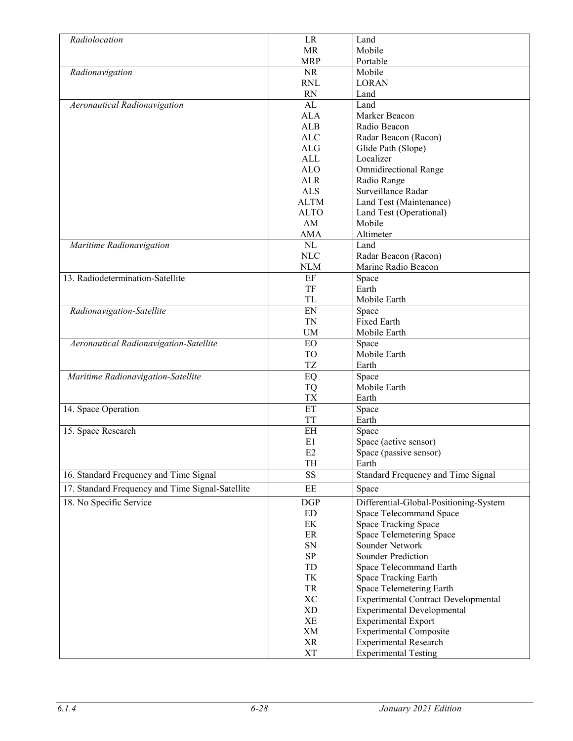| | | |
|---|---|---|
| *Radiolocation* | LR | Land |
| | MR | Mobile |
| | MRP | Portable |
| *Radionavigation* | NR | Mobile |
| | RNL | LORAN |
| | RN | Land |
| *Aeronautical Radionavigation* | AL | Land |
| | ALA | Marker Beacon |
| | ALB | Radio Beacon |
| | ALC | Radar Beacon (Racon) |
| | ALG | Glide Path (Slope) |
| | ALL | Localizer |
| | ALO | Omnidirectional Range |
| | ALR | Radio Range |
| | ALS | Surveillance Radar |
| | ALTM | Land Test (Maintenance) |
| | ALTO | Land Test (Operational) |
| | AM | Mobile |
| | AMA | Altimeter |
| *Maritime Radionavigation* | NL | Land |
| | NLC | Radar Beacon (Racon) |
| | NLM | Marine Radio Beacon |
| 13. Radiodetermination-Satellite | EF | Space |
| | TF | Earth |
| | TL | Mobile Earth |
| *Radionavigation-Satellite* | EN | Space |
| | TN | Fixed Earth |
| | UM | Mobile Earth |
| *Aeronautical Radionavigation-Satellite* | EO | Space |
| | TO | Mobile Earth |
| | TZ | Earth |
| *Maritime Radionavigation-Satellite* | EQ | Space |
| | TQ | Mobile Earth |
| | TX | Earth |
| 14. Space Operation | ET | Space |
| | TT | Earth |
| 15. Space Research | EH | Space |
| | E1 | Space (active sensor) |
| | E2 | Space (passive sensor) |
| | TH | Earth |
| 16. Standard Frequency and Time Signal | SS | Standard Frequency and Time Signal |
| 17. Standard Frequency and Time Signal-Satellite | EE | Space |
| 18. No Specific Service | DGP | Differential-Global-Positioning-System |
| | ED | Space Telecommand Space |
| | EK | Space Tracking Space |
| | ER | Space Telemetering Space |
| | SN | Sounder Network |
| | SP | Sounder Prediction |
| | TD | Space Telecommand Earth |
| | TK | Space Tracking Earth |
| | TR | Space Telemetering Earth |
| | XC | Experimental Contract Developmental |
| | XD | Experimental Developmental |
| | XE | Experimental Export |
| | XM | Experimental Composite |
| | XR | Experimental Research |
| | XT | Experimental Testing |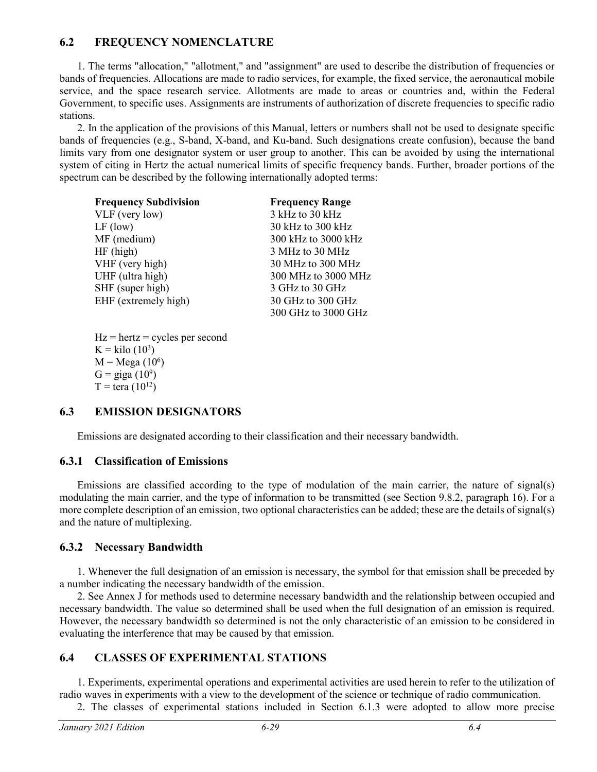## 6.2 FREQUENCY NOMENCLATURE

1. The terms "allocation," "allotment," and "assignment" are used to describe the distribution of frequencies or bands of frequencies. Allocations are made to radio services, for example, the fixed service, the aeronautical mobile service, and the space research service. Allotments are made to areas or countries and, within the Federal Government, to specific uses. Assignments are instruments of authorization of discrete frequencies to specific radio stations.

2. In the application of the provisions of this Manual, letters or numbers shall not be used to designate specific bands of frequencies (e.g., S-band, X-band, and Ku-band. Such designations create confusion), because the band limits vary from one designator system or user group to another. This can be avoided by using the international system of citing in Hertz the actual numerical limits of specific frequency bands. Further, broader portions of the spectrum can be described by the following internationally adopted terms:

| Frequency Subdivision | Frequency Range |
|---|---|
| VLF (very low) | 3 kHz to 30 kHz |
| LF (low) | 30 kHz to 300 kHz |
| MF (medium) | 300 kHz to 3000 kHz |
| HF (high) | 3 MHz to 30 MHz |
| VHF (very high) | 30 MHz to 300 MHz |
| UHF (ultra high) | 300 MHz to 3000 MHz |
| SHF (super high) | 3 GHz to 30 GHz |
| EHF (extremely high) | 30 GHz to 300 GHz |
| | 300 GHz to 3000 GHz |

Hz = hertz = cycles per second
K = kilo ($10^3$)
M = Mega ($10^6$)
G = giga ($10^9$)
T = tera ($10^{12}$)

## 6.3 EMISSION DESIGNATORS

Emissions are designated according to their classification and their necessary bandwidth.

### 6.3.1 Classification of Emissions

Emissions are classified according to the type of modulation of the main carrier, the nature of signal(s) modulating the main carrier, and the type of information to be transmitted (see Section 9.8.2, paragraph 16). For a more complete description of an emission, two optional characteristics can be added; these are the details of signal(s) and the nature of multiplexing.

### 6.3.2 Necessary Bandwidth

1. Whenever the full designation of an emission is necessary, the symbol for that emission shall be preceded by a number indicating the necessary bandwidth of the emission.

2. See Annex J for methods used to determine necessary bandwidth and the relationship between occupied and necessary bandwidth. The value so determined shall be used when the full designation of an emission is required. However, the necessary bandwidth so determined is not the only characteristic of an emission to be considered in evaluating the interference that may be caused by that emission.

## 6.4 CLASSES OF EXPERIMENTAL STATIONS

1. Experiments, experimental operations and experimental activities are used herein to refer to the utilization of radio waves in experiments with a view to the development of the science or technique of radio communication.

2. The classes of experimental stations included in Section 6.1.3 were adopted to allow more precise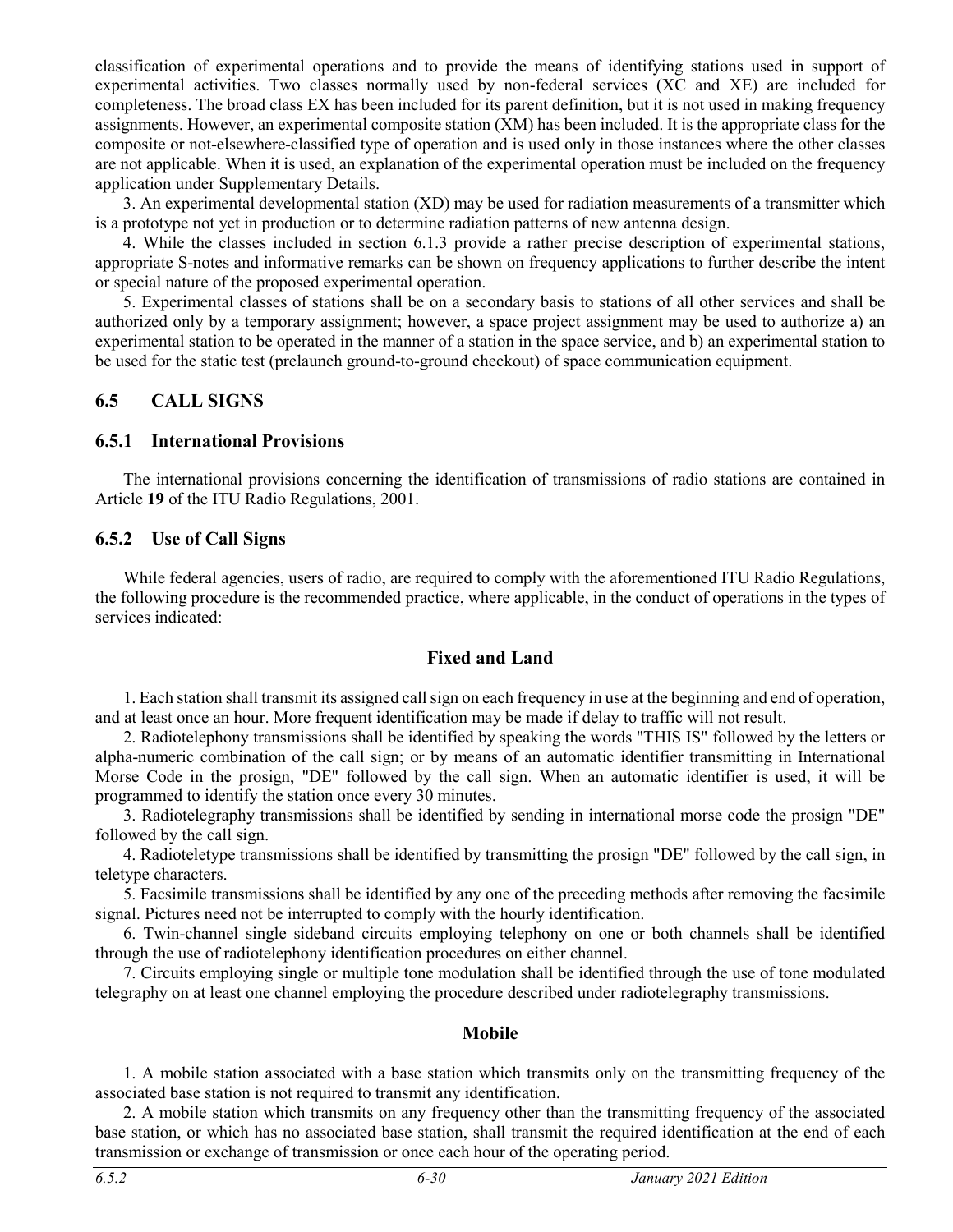classification of experimental operations and to provide the means of identifying stations used in support of experimental activities. Two classes normally used by non-federal services (XC and XE) are included for completeness. The broad class EX has been included for its parent definition, but it is not used in making frequency assignments. However, an experimental composite station (XM) has been included. It is the appropriate class for the composite or not-elsewhere-classified type of operation and is used only in those instances where the other classes are not applicable. When it is used, an explanation of the experimental operation must be included on the frequency application under Supplementary Details.

3. An experimental developmental station (XD) may be used for radiation measurements of a transmitter which is a prototype not yet in production or to determine radiation patterns of new antenna design.

4. While the classes included in section 6.1.3 provide a rather precise description of experimental stations, appropriate S-notes and informative remarks can be shown on frequency applications to further describe the intent or special nature of the proposed experimental operation.

5. Experimental classes of stations shall be on a secondary basis to stations of all other services and shall be authorized only by a temporary assignment; however, a space project assignment may be used to authorize a) an experimental station to be operated in the manner of a station in the space service, and b) an experimental station to be used for the static test (prelaunch ground-to-ground checkout) of space communication equipment.

## 6.5 CALL SIGNS

### 6.5.1 International Provisions

The international provisions concerning the identification of transmissions of radio stations are contained in Article **19** of the ITU Radio Regulations, 2001.

### 6.5.2 Use of Call Signs

While federal agencies, users of radio, are required to comply with the aforementioned ITU Radio Regulations, the following procedure is the recommended practice, where applicable, in the conduct of operations in the types of services indicated:

#### Fixed and Land

1. Each station shall transmit its assigned call sign on each frequency in use at the beginning and end of operation, and at least once an hour. More frequent identification may be made if delay to traffic will not result.

2. Radiotelephony transmissions shall be identified by speaking the words "THIS IS" followed by the letters or alpha-numeric combination of the call sign; or by means of an automatic identifier transmitting in International Morse Code in the prosign, "DE" followed by the call sign. When an automatic identifier is used, it will be programmed to identify the station once every 30 minutes.

3. Radiotelegraphy transmissions shall be identified by sending in international morse code the prosign "DE" followed by the call sign.

4. Radioteletype transmissions shall be identified by transmitting the prosign "DE" followed by the call sign, in teletype characters.

5. Facsimile transmissions shall be identified by any one of the preceding methods after removing the facsimile signal. Pictures need not be interrupted to comply with the hourly identification.

6. Twin-channel single sideband circuits employing telephony on one or both channels shall be identified through the use of radiotelephony identification procedures on either channel.

7. Circuits employing single or multiple tone modulation shall be identified through the use of tone modulated telegraphy on at least one channel employing the procedure described under radiotelegraphy transmissions.

#### Mobile

1. A mobile station associated with a base station which transmits only on the transmitting frequency of the associated base station is not required to transmit any identification.

2. A mobile station which transmits on any frequency other than the transmitting frequency of the associated base station, or which has no associated base station, shall transmit the required identification at the end of each transmission or exchange of transmission or once each hour of the operating period.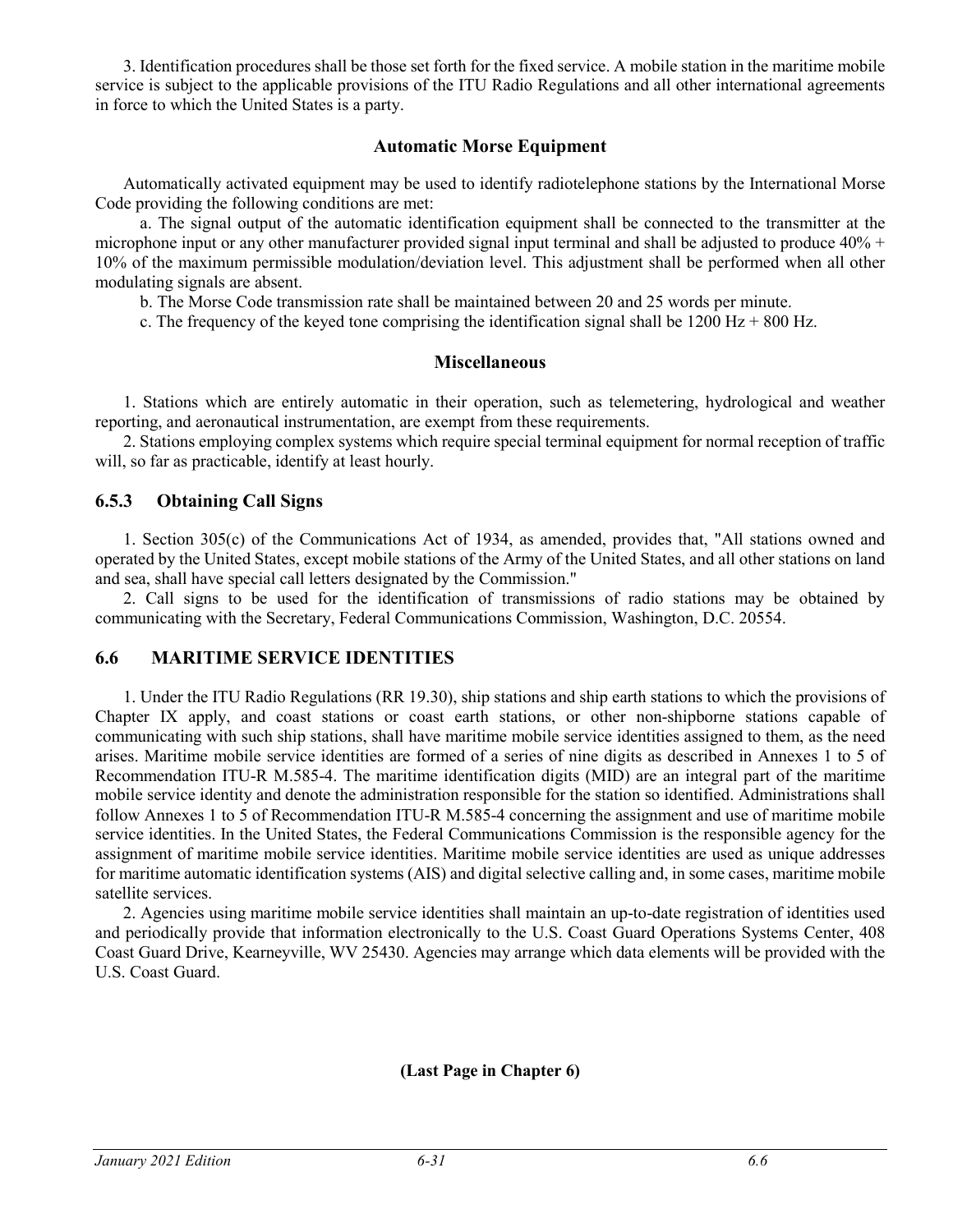3. Identification procedures shall be those set forth for the fixed service. A mobile station in the maritime mobile service is subject to the applicable provisions of the ITU Radio Regulations and all other international agreements in force to which the United States is a party.

**Automatic Morse Equipment**

Automatically activated equipment may be used to identify radiotelephone stations by the International Morse Code providing the following conditions are met:

a. The signal output of the automatic identification equipment shall be connected to the transmitter at the microphone input or any other manufacturer provided signal input terminal and shall be adjusted to produce 40% + 10% of the maximum permissible modulation/deviation level. This adjustment shall be performed when all other modulating signals are absent.

b. The Morse Code transmission rate shall be maintained between 20 and 25 words per minute.

c. The frequency of the keyed tone comprising the identification signal shall be 1200 Hz + 800 Hz.

**Miscellaneous**

1. Stations which are entirely automatic in their operation, such as telemetering, hydrological and weather reporting, and aeronautical instrumentation, are exempt from these requirements.

2. Stations employing complex systems which require special terminal equipment for normal reception of traffic will, so far as practicable, identify at least hourly.

### 6.5.3 Obtaining Call Signs

1. Section 305(c) of the Communications Act of 1934, as amended, provides that, "All stations owned and operated by the United States, except mobile stations of the Army of the United States, and all other stations on land and sea, shall have special call letters designated by the Commission."

2. Call signs to be used for the identification of transmissions of radio stations may be obtained by communicating with the Secretary, Federal Communications Commission, Washington, D.C. 20554.

## 6.6 MARITIME SERVICE IDENTITIES

1. Under the ITU Radio Regulations (RR 19.30), ship stations and ship earth stations to which the provisions of Chapter IX apply, and coast stations or coast earth stations, or other non-shipborne stations capable of communicating with such ship stations, shall have maritime mobile service identities assigned to them, as the need arises. Maritime mobile service identities are formed of a series of nine digits as described in Annexes 1 to 5 of Recommendation ITU-R M.585-4. The maritime identification digits (MID) are an integral part of the maritime mobile service identity and denote the administration responsible for the station so identified. Administrations shall follow Annexes 1 to 5 of Recommendation ITU-R M.585-4 concerning the assignment and use of maritime mobile service identities. In the United States, the Federal Communications Commission is the responsible agency for the assignment of maritime mobile service identities. Maritime mobile service identities are used as unique addresses for maritime automatic identification systems (AIS) and digital selective calling and, in some cases, maritime mobile satellite services.

2. Agencies using maritime mobile service identities shall maintain an up-to-date registration of identities used and periodically provide that information electronically to the U.S. Coast Guard Operations Systems Center, 408 Coast Guard Drive, Kearneyville, WV 25430. Agencies may arrange which data elements will be provided with the U.S. Coast Guard.

**(Last Page in Chapter 6)**